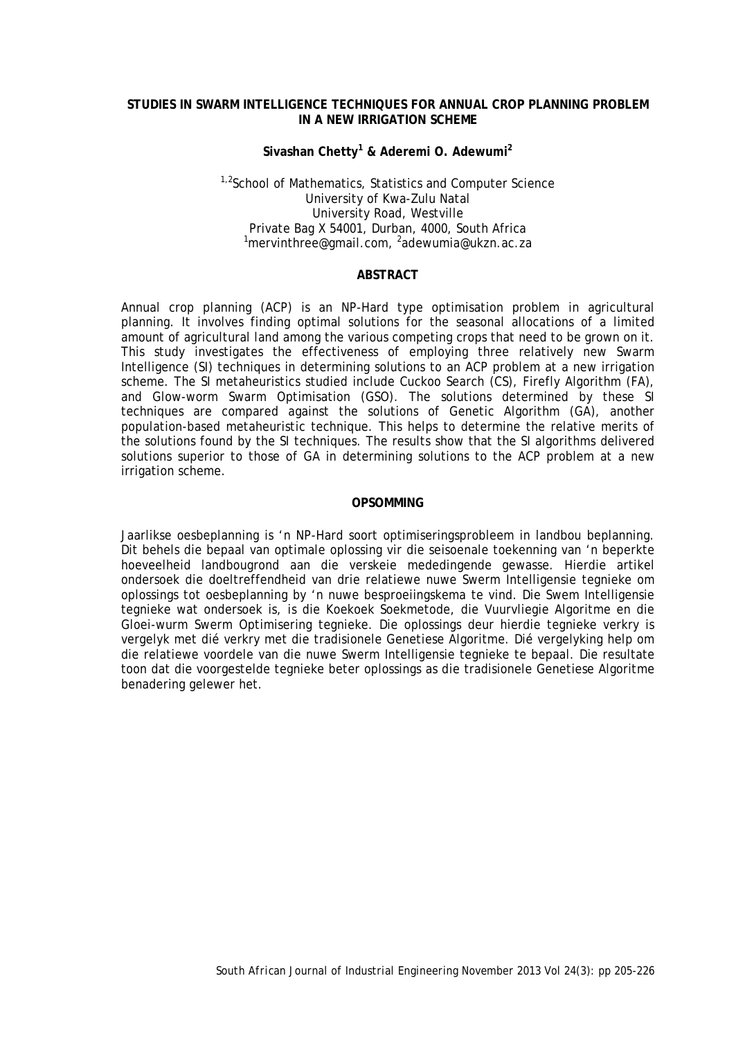# STUDIES IN SWARM INTELLIGENCE TECHNIQUES FOR ANNUAL CROP PLANNING PROBLEM IN A NEW IRRIGATION SCHEME

**Sivashan Chetty[1] & Aderemi O. Adewumi[2]**

[1,2]School of Mathematics, Statistics and Computer Science
University of Kwa-Zulu Natal
University Road, Westville
Private Bag X 54001, Durban, 4000, South Africa
[1]mervinthree@gmail.com, [2]adewumia@ukzn.ac.za

## ABSTRACT

Annual crop planning (ACP) is an NP-Hard type optimisation problem in agricultural planning. It involves finding optimal solutions for the seasonal allocations of a limited amount of agricultural land among the various competing crops that need to be grown on it. This study investigates the effectiveness of employing three relatively new Swarm Intelligence (SI) techniques in determining solutions to an ACP problem at a new irrigation scheme. The SI metaheuristics studied include Cuckoo Search (CS), Firefly Algorithm (FA), and Glow-worm Swarm Optimisation (GSO). The solutions determined by these SI techniques are compared against the solutions of Genetic Algorithm (GA), another population-based metaheuristic technique. This helps to determine the relative merits of the solutions found by the SI techniques. The results show that the SI algorithms delivered solutions superior to those of GA in determining solutions to the ACP problem at a new irrigation scheme.

## OPSOMMING

Jaarlikse oesbeplanning is 'n NP-Hard soort optimiseringsprobleem in landbou beplanning. Dit behels die bepaal van optimale oplossing vir die seisoenale toekenning van 'n beperkte hoeveelheid landbougrond aan die verskeie mededingende gewasse. Hierdie artikel ondersoek die doeltreffendheid van drie relatiewe nuwe Swerm Intelligensie tegnieke om oplossings tot oesbeplanning by 'n nuwe besproeiingskema te vind. Die Swem Intelligensie tegnieke wat ondersoek is, is die Koekoek Soekmetode, die Vuurvliegie Algoritme en die Gloei-wurm Swerm Optimisering tegnieke. Die oplossings deur hierdie tegnieke verkry is vergelyk met dié verkry met die tradisionele Genetiese Algoritme. Dié vergelyking help om die relatiewe voordele van die nuwe Swerm Intelligensie tegnieke te bepaal. Die resultate toon dat die voorgestelde tegnieke beter oplossings as die tradisionele Genetiese Algoritme benadering gelewer het.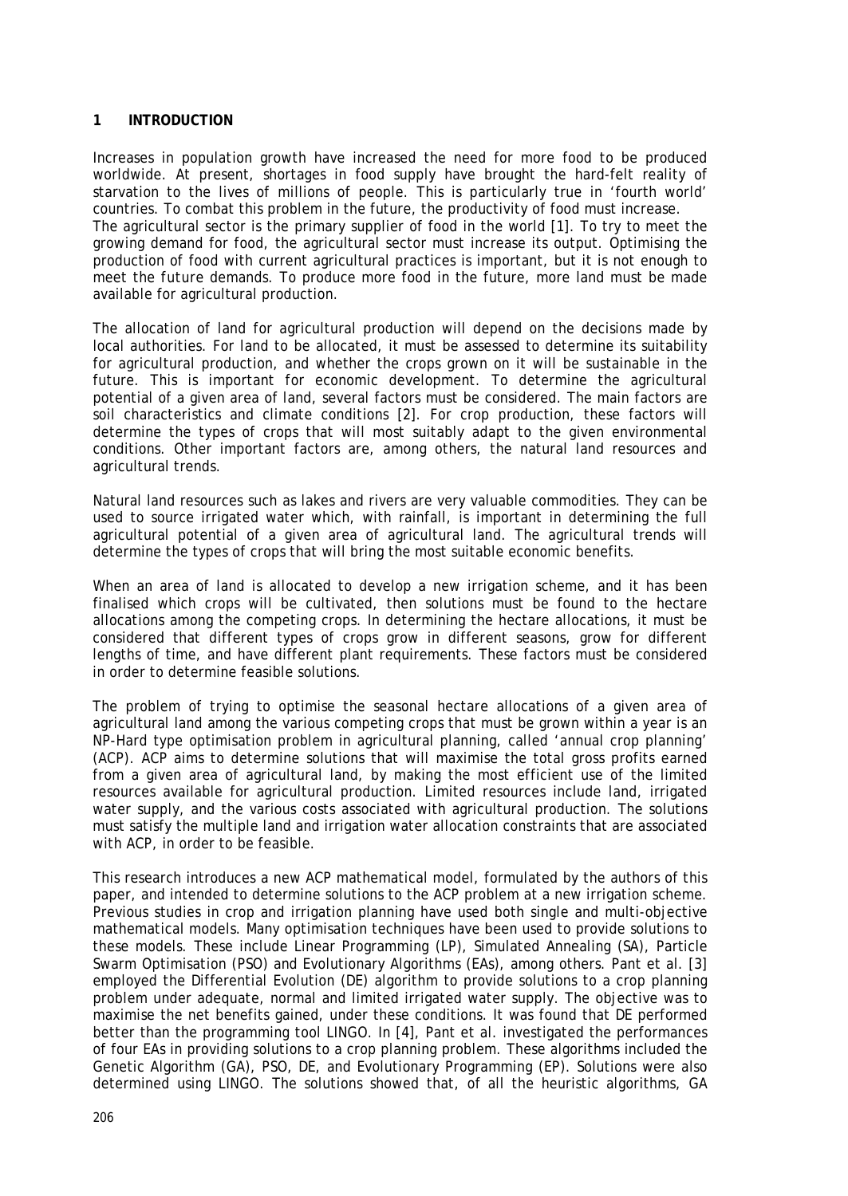## 1 INTRODUCTION

Increases in population growth have increased the need for more food to be produced worldwide. At present, shortages in food supply have brought the hard-felt reality of starvation to the lives of millions of people. This is particularly true in 'fourth world' countries. To combat this problem in the future, the productivity of food must increase. The agricultural sector is the primary supplier of food in the world [1]. To try to meet the growing demand for food, the agricultural sector must increase its output. Optimising the production of food with current agricultural practices is important, but it is not enough to meet the future demands. To produce more food in the future, more land must be made available for agricultural production.

The allocation of land for agricultural production will depend on the decisions made by local authorities. For land to be allocated, it must be assessed to determine its suitability for agricultural production, and whether the crops grown on it will be sustainable in the future. This is important for economic development. To determine the agricultural potential of a given area of land, several factors must be considered. The main factors are soil characteristics and climate conditions [2]. For crop production, these factors will determine the types of crops that will most suitably adapt to the given environmental conditions. Other important factors are, among others, the natural land resources and agricultural trends.

Natural land resources such as lakes and rivers are very valuable commodities. They can be used to source irrigated water which, with rainfall, is important in determining the full agricultural potential of a given area of agricultural land. The agricultural trends will determine the types of crops that will bring the most suitable economic benefits.

When an area of land is allocated to develop a new irrigation scheme, and it has been finalised which crops will be cultivated, then solutions must be found to the hectare allocations among the competing crops. In determining the hectare allocations, it must be considered that different types of crops grow in different seasons, grow for different lengths of time, and have different plant requirements. These factors must be considered in order to determine feasible solutions.

The problem of trying to optimise the seasonal hectare allocations of a given area of agricultural land among the various competing crops that must be grown within a year is an NP-Hard type optimisation problem in agricultural planning, called 'annual crop planning' (ACP). ACP aims to determine solutions that will maximise the total gross profits earned from a given area of agricultural land, by making the most efficient use of the limited resources available for agricultural production. Limited resources include land, irrigated water supply, and the various costs associated with agricultural production. The solutions must satisfy the multiple land and irrigation water allocation constraints that are associated with ACP, in order to be feasible.

This research introduces a new ACP mathematical model, formulated by the authors of this paper, and intended to determine solutions to the ACP problem at a new irrigation scheme. Previous studies in crop and irrigation planning have used both single and multi-objective mathematical models. Many optimisation techniques have been used to provide solutions to these models. These include Linear Programming (LP), Simulated Annealing (SA), Particle Swarm Optimisation (PSO) and Evolutionary Algorithms (EAs), among others. Pant et al. [3] employed the Differential Evolution (DE) algorithm to provide solutions to a crop planning problem under adequate, normal and limited irrigated water supply. The objective was to maximise the net benefits gained, under these conditions. It was found that DE performed better than the programming tool LINGO. In [4], Pant et al. investigated the performances of four EAs in providing solutions to a crop planning problem. These algorithms included the Genetic Algorithm (GA), PSO, DE, and Evolutionary Programming (EP). Solutions were also determined using LINGO. The solutions showed that, of all the heuristic algorithms, GA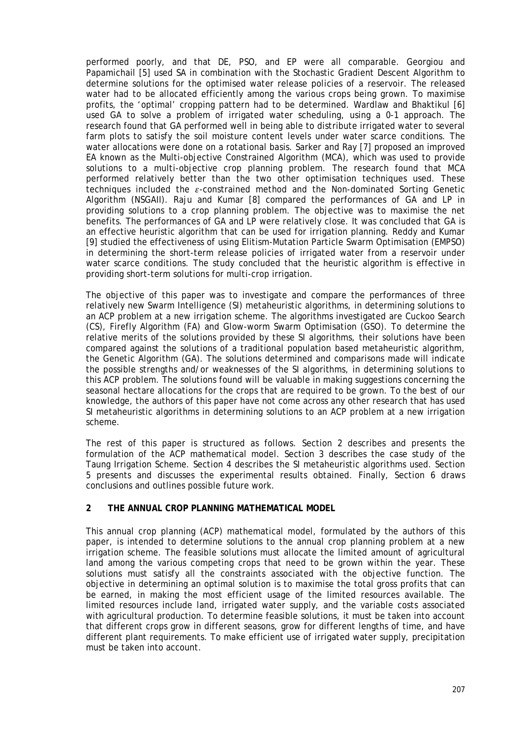performed poorly, and that DE, PSO, and EP were all comparable. Georgiou and Papamichail [5] used SA in combination with the Stochastic Gradient Descent Algorithm to determine solutions for the optimised water release policies of a reservoir. The released water had to be allocated efficiently among the various crops being grown. To maximise profits, the 'optimal' cropping pattern had to be determined. Wardlaw and Bhaktikul [6] used GA to solve a problem of irrigated water scheduling, using a 0-1 approach. The research found that GA performed well in being able to distribute irrigated water to several farm plots to satisfy the soil moisture content levels under water scarce conditions. The water allocations were done on a rotational basis. Sarker and Ray [7] proposed an improved EA known as the Multi-objective Constrained Algorithm (MCA), which was used to provide solutions to a multi-objective crop planning problem. The research found that MCA performed relatively better than the two other optimisation techniques used. These techniques included the $\varepsilon$-constrained method and the Non-dominated Sorting Genetic Algorithm (NSGAII). Raju and Kumar [8] compared the performances of GA and LP in providing solutions to a crop planning problem. The objective was to maximise the net benefits. The performances of GA and LP were relatively close. It was concluded that GA is an effective heuristic algorithm that can be used for irrigation planning. Reddy and Kumar [9] studied the effectiveness of using Elitism-Mutation Particle Swarm Optimisation (EMPSO) in determining the short-term release policies of irrigated water from a reservoir under water scarce conditions. The study concluded that the heuristic algorithm is effective in providing short-term solutions for multi-crop irrigation.

The objective of this paper was to investigate and compare the performances of three relatively new Swarm Intelligence (SI) metaheuristic algorithms, in determining solutions to an ACP problem at a new irrigation scheme. The algorithms investigated are Cuckoo Search (CS), Firefly Algorithm (FA) and Glow-worm Swarm Optimisation (GSO). To determine the relative merits of the solutions provided by these SI algorithms, their solutions have been compared against the solutions of a traditional population based metaheuristic algorithm, the Genetic Algorithm (GA). The solutions determined and comparisons made will indicate the possible strengths and/or weaknesses of the SI algorithms, in determining solutions to this ACP problem. The solutions found will be valuable in making suggestions concerning the seasonal hectare allocations for the crops that are required to be grown. To the best of our knowledge, the authors of this paper have not come across any other research that has used SI metaheuristic algorithms in determining solutions to an ACP problem at a new irrigation scheme.

The rest of this paper is structured as follows. Section 2 describes and presents the formulation of the ACP mathematical model. Section 3 describes the case study of the Taung Irrigation Scheme. Section 4 describes the SI metaheuristic algorithms used. Section 5 presents and discusses the experimental results obtained. Finally, Section 6 draws conclusions and outlines possible future work.

## 2 THE ANNUAL CROP PLANNING MATHEMATICAL MODEL

This annual crop planning (ACP) mathematical model, formulated by the authors of this paper, is intended to determine solutions to the annual crop planning problem at a new irrigation scheme. The feasible solutions must allocate the limited amount of agricultural land among the various competing crops that need to be grown within the year. These solutions must satisfy all the constraints associated with the objective function. The objective in determining an optimal solution is to maximise the total gross profits that can be earned, in making the most efficient usage of the limited resources available. The limited resources include land, irrigated water supply, and the variable costs associated with agricultural production. To determine feasible solutions, it must be taken into account that different crops grow in different seasons, grow for different lengths of time, and have different plant requirements. To make efficient usage of irrigated water supply, precipitation must be taken into account.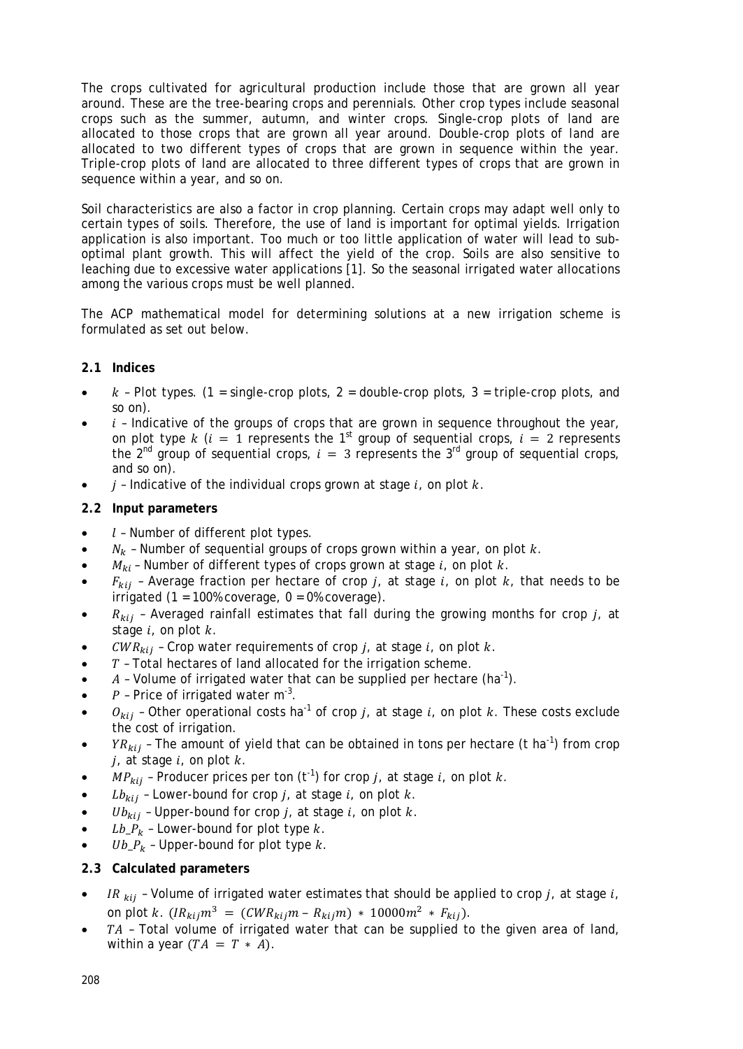The crops cultivated for agricultural production include those that are grown all year around. These are the tree-bearing crops and perennials. Other crop types include seasonal crops such as the summer, autumn, and winter crops. Single-crop plots of land are allocated to those crops that are grown all year around. Double-crop plots of land are allocated to two different types of crops that are grown in sequence within the year. Triple-crop plots of land are allocated to three different types of crops that are grown in sequence within a year, and so on.

Soil characteristics are also a factor in crop planning. Certain crops may adapt well only to certain types of soils. Therefore, the use of land is important for optimal yields. Irrigation application is also important. Too much or too little application of water will lead to sub-optimal plant growth. This will affect the yield of the crop. Soils are also sensitive to leaching due to excessive water applications [1]. So the seasonal irrigated water allocations among the various crops must be well planned.

The ACP mathematical model for determining solutions at a new irrigation scheme is formulated as set out below.

### 2.1 Indices

- $k$ – Plot types. (1 = single-crop plots, 2 = double-crop plots, 3 = triple-crop plots, and so on).
- $i$ – Indicative of the groups of crops that are grown in sequence throughout the year, on plot type $k$ ($i = 1$ represents the 1st group of sequential crops, $i = 2$ represents the 2nd group of sequential crops, $i = 3$ represents the 3rd group of sequential crops, and so on).
- $j$ – Indicative of the individual crops grown at stage $i$, on plot $k$.

### 2.2 Input parameters

- $l$ – Number of different plot types.
- $N_k$ – Number of sequential groups of crops grown within a year, on plot $k$.
- $M_{ki}$ – Number of different types of crops grown at stage $i$, on plot $k$.
- $F_{kij}$ – Average fraction per hectare of crop $j$, at stage $i$, on plot $k$, that needs to be irrigated (1 = 100% coverage, 0 = 0% coverage).
- $R_{kij}$ – Averaged rainfall estimates that fall during the growing months for crop $j$, at stage $i$, on plot $k$.
- $CWR_{kij}$ – Crop water requirements of crop $j$, at stage $i$, on plot $k$.
- $T$ – Total hectares of land allocated for the irrigation scheme.
- $A$ – Volume of irrigated water that can be supplied per hectare ($ha^{-1}$).
- $P$ – Price of irrigated water $m^{-3}$.
- $O_{kij}$ – Other operational costs $ha^{-1}$ of crop $j$, at stage $i$, on plot $k$. These costs exclude the cost of irrigation.
- $YR_{kij}$ – The amount of yield that can be obtained in tons per hectare ($t\ ha^{-1}$) from crop $j$, at stage $i$, on plot $k$.
- $MP_{kij}$ – Producer prices per ton ($t^{-1}$) for crop $j$, at stage $i$, on plot $k$.
- $Lb_{kij}$ – Lower-bound for crop $j$, at stage $i$, on plot $k$.
- $Ub_{kij}$ – Upper-bound for crop $j$, at stage $i$, on plot $k$.
- $Lb\_P_k$ – Lower-bound for plot type $k$.
- $Ub\_P_k$ – Upper-bound for plot type $k$.

### 2.3 Calculated parameters

- $IR_{kij}$ – Volume of irrigated water estimates that should be applied to crop $j$, at stage $i$, on plot $k$. ($IR_{kij}m^3 = (CWR_{kij}m - R_{kij}m) * 10000m^2 * F_{kij}$).
- $TA$ – Total volume of irrigated water that can be supplied to the given area of land, within a year ($TA = T * A$).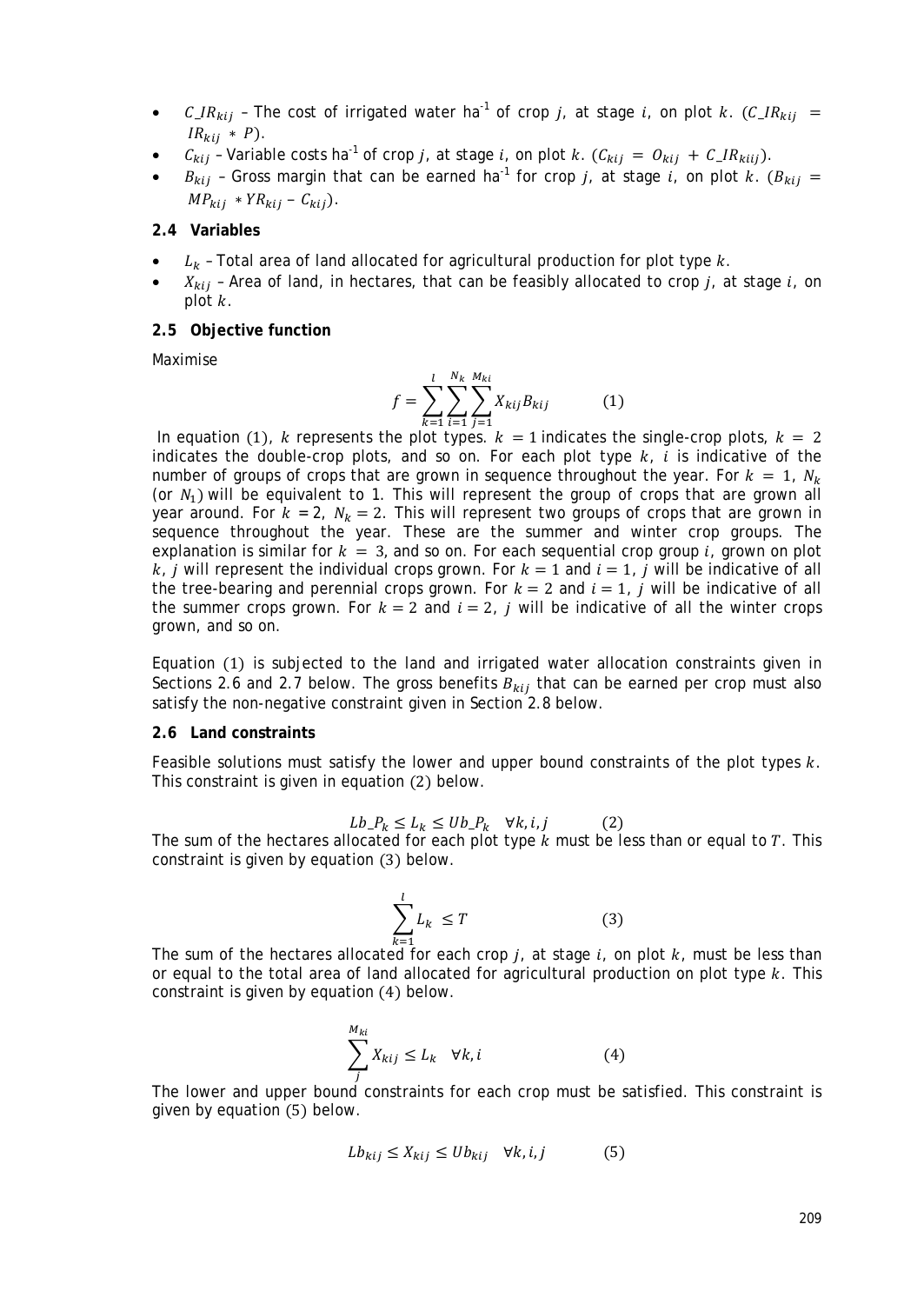- $C\_IR_{kij}$ – The cost of irrigated water ha$^{-1}$ of crop $j$, at stage $i$, on plot $k$. ($C\_IR_{kij} = IR_{kij} * P$).
- $C_{kij}$ – Variable costs ha$^{-1}$ of crop $j$, at stage $i$, on plot $k$. ($C_{kij} = O_{kij} + C\_IR_{kiij}$).
- $B_{kij}$ – Gross margin that can be earned ha$^{-1}$ for crop $j$, at stage $i$, on plot $k$. ($B_{kij} = MP_{kij} * YR_{kij} - C_{kij}$).

### 2.4 Variables

- $L_k$ – Total area of land allocated for agricultural production for plot type $k$.
- $X_{kij}$ – Area of land, in hectares, that can be feasibly allocated to crop $j$, at stage $i$, on plot $k$.

### 2.5 Objective function

Maximise

$$f = \sum_{k=1}^{l} \sum_{i=1}^{N_k} \sum_{j=1}^{M_{ki}} X_{kij} B_{kij} \qquad (1)$$

In equation (1), $k$ represents the plot types. $k = 1$ indicates the single-crop plots, $k = 2$ indicates the double-crop plots, and so on. For each plot type $k$, $i$ is indicative of the number of groups of crops that are grown in sequence throughout the year. For $k = 1$, $N_k$ (or $N_1$) will be equivalent to 1. This will represent the group of crops that are grown all year around. For $k = 2$, $N_k = 2$. This will represent two groups of crops that are grown in sequence throughout the year. These are the summer and winter crop groups. The explanation is similar for $k = 3$, and so on. For each sequential crop group $i$, grown on plot $k$, $j$ will represent the individual crops grown. For $k = 1$ and $i = 1$, $j$ will be indicative of all the tree-bearing and perennial crops grown. For $k = 2$ and $i = 1$, $j$ will be indicative of all the summer crops grown. For $k = 2$ and $i = 2$, $j$ will be indicative of all the winter crops grown, and so on.

Equation (1) is subjected to the land and irrigated water allocation constraints given in Sections 2.6 and 2.7 below. The gross benefits $B_{kij}$ that can be earned per crop must also satisfy the non-negative constraint given in Section 2.8 below.

### 2.6 Land constraints

Feasible solutions must satisfy the lower and upper bound constraints of the plot types $k$. This constraint is given in equation (2) below.

$$Lb\_P_k \leq L_k \leq Ub\_P_k \quad \forall k, i, j \qquad (2)$$

The sum of the hectares allocated for each plot type $k$ must be less than or equal to $T$. This constraint is given by equation (3) below.

$$\sum_{k=1}^{l} L_k \leq T \qquad (3)$$

The sum of the hectares allocated for each crop $j$, at stage $i$, on plot $k$, must be less than or equal to the total area of land allocated for agricultural production on plot type $k$. This constraint is given by equation (4) below.

$$\sum_{j}^{M_{ki}} X_{kij} \leq L_k \quad \forall k, i \qquad (4)$$

The lower and upper bound constraints for each crop must be satisfied. This constraint is given by equation (5) below.

$$Lb_{kij} \leq X_{kij} \leq Ub_{kij} \quad \forall k, i, j \qquad (5)$$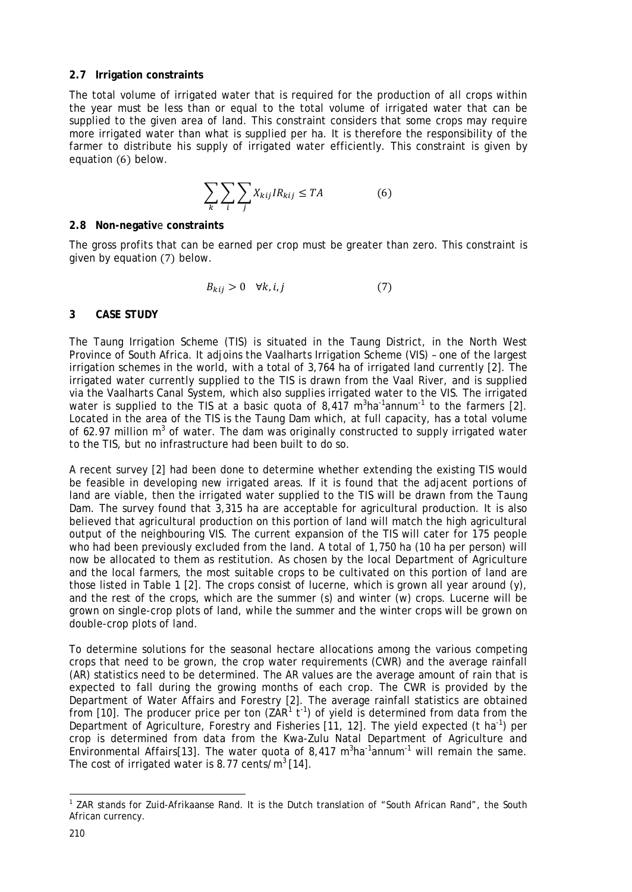### 2.7 Irrigation constraints

The total volume of irrigated water that is required for the production of all crops within the year must be less than or equal to the total volume of irrigated water that can be supplied to the given area of land. This constraint considers that some crops may require more irrigated water than what is supplied per ha. It is therefore the responsibility of the farmer to distribute his supply of irrigated water efficiently. This constraint is given by equation (6) below.

$$\sum_{k}\sum_{i}\sum_{j} X_{kij} IR_{kij} \leq TA \qquad (6)$$

### 2.8 Non-negative constraints

The gross profits that can be earned per crop must be greater than zero. This constraint is given by equation (7) below.

$$B_{kij} > 0 \quad \forall k, i, j \qquad (7)$$

## 3 CASE STUDY

The Taung Irrigation Scheme (TIS) is situated in the Taung District, in the North West Province of South Africa. It adjoins the Vaalharts Irrigation Scheme (VIS) – one of the largest irrigation schemes in the world, with a total of 3,764 ha of irrigated land currently [2]. The irrigated water currently supplied to the TIS is drawn from the Vaal River, and is supplied via the Vaalharts Canal System, which also supplies irrigated water to the VIS. The irrigated water is supplied to the TIS at a basic quota of 8,417 $m^3ha^{-1}annum^{-1}$ to the farmers [2]. Located in the area of the TIS is the Taung Dam which, at full capacity, has a total volume of 62.97 million $m^3$ of water. The dam was originally constructed to supply irrigated water to the TIS, but no infrastructure had been built to do so.

A recent survey [2] had been done to determine whether extending the existing TIS would be feasible in developing new irrigated areas. If it is found that the adjacent portions of land are viable, then the irrigated water supplied to the TIS will be drawn from the Taung Dam. The survey found that 3,315 ha are acceptable for agricultural production. It is also believed that agricultural production on this portion of land will match the high agricultural output of the neighbouring VIS. The current expansion of the TIS will cater for 175 people who had been previously excluded from the land. A total of 1,750 ha (10 ha per person) will now be allocated to them as restitution. As chosen by the local Department of Agriculture and the local farmers, the most suitable crops to be cultivated on this portion of land are those listed in Table 1 [2]. The crops consist of lucerne, which is grown all year around (y), and the rest of the crops, which are the summer (s) and winter (w) crops. Lucerne will be grown on single-crop plots of land, while the summer and the winter crops will be grown on double-crop plots of land.

To determine solutions for the seasonal hectare allocations among the various competing crops that need to be grown, the crop water requirements (CWR) and the average rainfall (AR) statistics need to be determined. The AR values are the average amount of rain that is expected to fall during the growing months of each crop. The CWR is provided by the Department of Water Affairs and Forestry [2]. The average rainfall statistics are obtained from [10]. The producer price per ton (ZAR[1] $t^{-1}$) of yield is determined from data from the Department of Agriculture, Forestry and Fisheries [11, 12]. The yield expected (t $ha^{-1}$) per crop is determined from data from the Kwa-Zulu Natal Department of Agriculture and Environmental Affairs[13]. The water quota of 8,417 $m^3ha^{-1}annum^{-1}$ will remain the same. The cost of irrigated water is 8.77 cents/$m^3$ [14].

[1] ZAR stands for Zuid-Afrikaanse Rand. It is the Dutch translation of "South African Rand", the South African currency.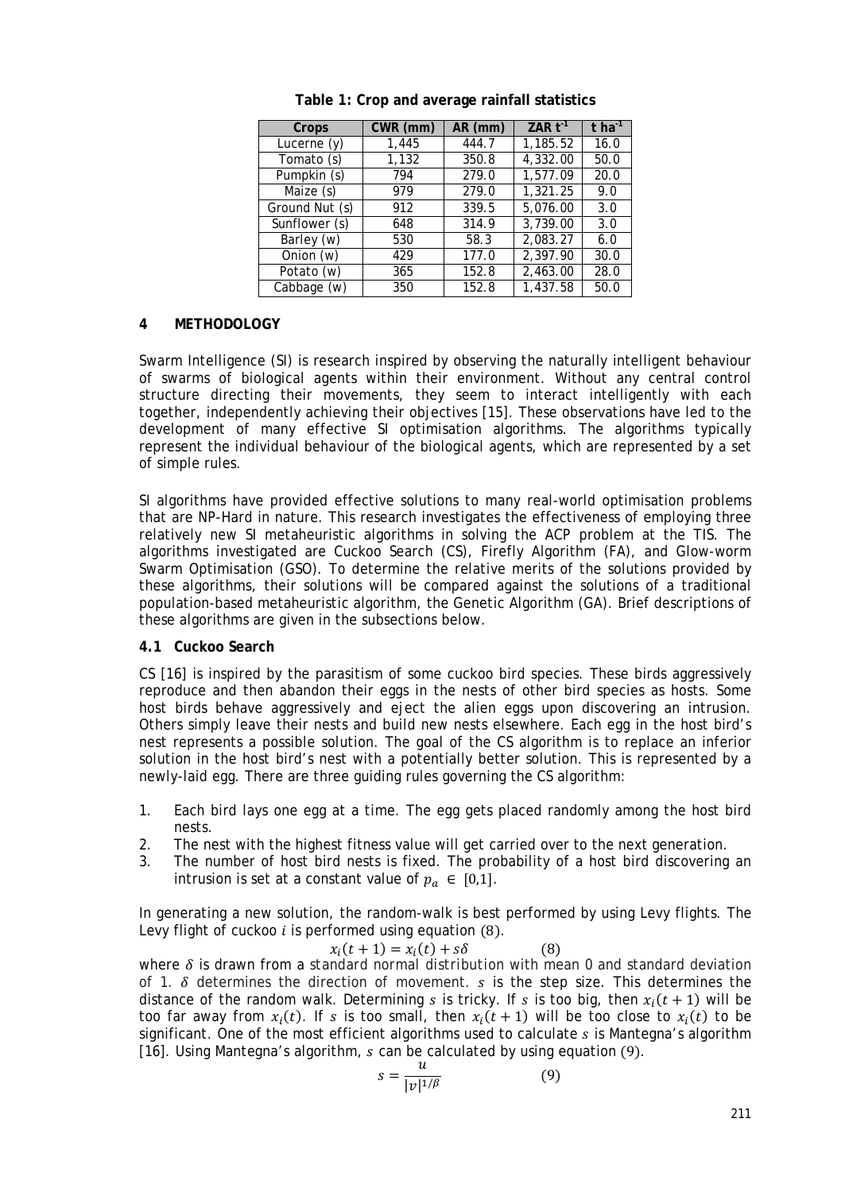**Table 1: Crop and average rainfall statistics**

| Crops | CWR (mm) | AR (mm) | ZAR $t^{-1}$ | t $ha^{-1}$ |
| --- | --- | --- | --- | --- |
| Lucerne (y) | 1,445 | 444.7 | 1,185.52 | 16.0 |
| Tomato (s) | 1,132 | 350.8 | 4,332.00 | 50.0 |
| Pumpkin (s) | 794 | 279.0 | 1,577.09 | 20.0 |
| Maize (s) | 979 | 279.0 | 1,321.25 | 9.0 |
| Ground Nut (s) | 912 | 339.5 | 5,076.00 | 3.0 |
| Sunflower (s) | 648 | 314.9 | 3,739.00 | 3.0 |
| Barley (w) | 530 | 58.3 | 2,083.27 | 6.0 |
| Onion (w) | 429 | 177.0 | 2,397.90 | 30.0 |
| Potato (w) | 365 | 152.8 | 2,463.00 | 28.0 |
| Cabbage (w) | 350 | 152.8 | 1,437.58 | 50.0 |

## 4 METHODOLOGY

Swarm Intelligence (SI) is research inspired by observing the naturally intelligent behaviour of swarms of biological agents within their environment. Without any central control structure directing their movements, they seem to interact intelligently with each together, independently achieving their objectives [15]. These observations have led to the development of many effective SI optimisation algorithms. The algorithms typically represent the individual behaviour of the biological agents, which are represented by a set of simple rules.

SI algorithms have provided effective solutions to many real-world optimisation problems that are NP-Hard in nature. This research investigates the effectiveness of employing three relatively new SI metaheuristic algorithms in solving the ACP problem at the TIS. The algorithms investigated are Cuckoo Search (CS), Firefly Algorithm (FA), and Glow-worm Swarm Optimisation (GSO). To determine the relative merits of the solutions provided by these algorithms, their solutions will be compared against the solutions of a traditional population-based metaheuristic algorithm, the Genetic Algorithm (GA). Brief descriptions of these algorithms are given in the subsections below.

### 4.1 Cuckoo Search

CS [16] is inspired by the parasitism of some cuckoo bird species. These birds aggressively reproduce and then abandon their eggs in the nests of other bird species as hosts. Some host birds behave aggressively and eject the alien eggs upon discovering an intrusion. Others simply leave their nests and build new nests elsewhere. Each egg in the host bird's nest represents a possible solution. The goal of the CS algorithm is to replace an inferior solution in the host bird's nest with a potentially better solution. This is represented by a newly-laid egg. There are three guiding rules governing the CS algorithm:

1. Each bird lays one egg at a time. The egg gets placed randomly among the host bird nests.
2. The nest with the highest fitness value will get carried over to the next generation.
3. The number of host bird nests is fixed. The probability of a host bird discovering an intrusion is set at a constant value of $p_a \in [0,1]$.

In generating a new solution, the random-walk is best performed by using Levy flights. The Levy flight of cuckoo $i$ is performed using equation (8).

$$x_i(t+1) = x_i(t) + s\delta \qquad (8)$$

where $\delta$ is drawn from a standard normal distribution with mean 0 and standard deviation of 1. $\delta$ determines the direction of movement. $s$ is the step size. This determines the distance of the random walk. Determining $s$ is tricky. If $s$ is too big, then $x_i(t+1)$ will be too far away from $x_i(t)$. If $s$ is too small, then $x_i(t+1)$ will be too close to $x_i(t)$ to be significant. One of the most efficient algorithms used to calculate $s$ is Mantegna's algorithm [16]. Using Mantegna's algorithm, $s$ can be calculated by using equation (9).

$$s = \frac{u}{|v|^{1/\beta}} \qquad (9)$$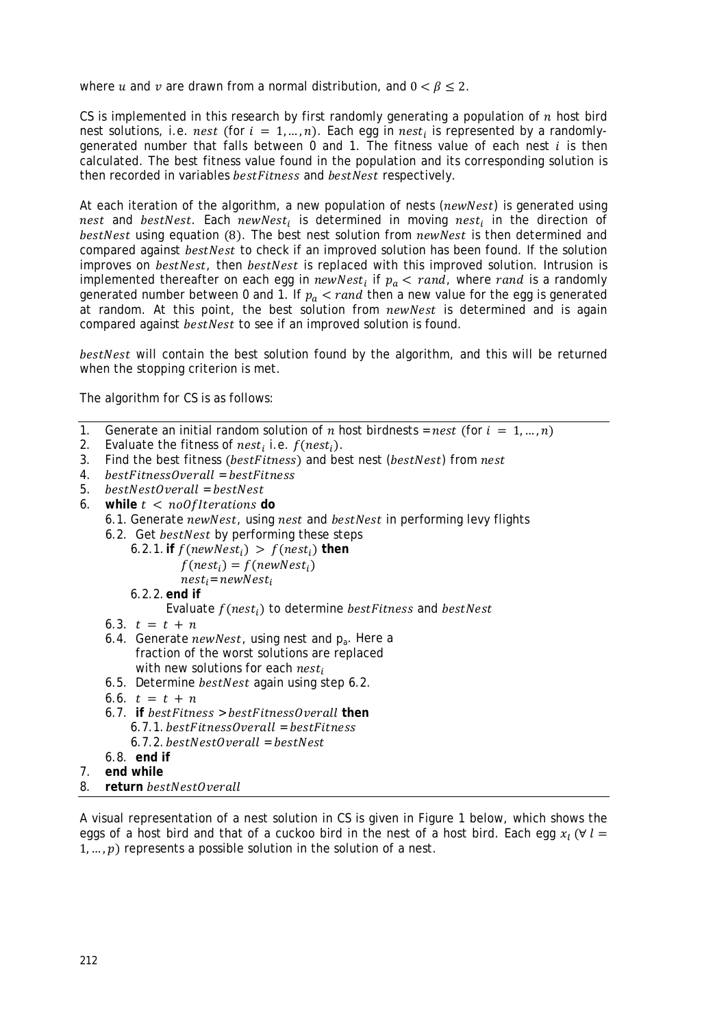where $u$ and $v$ are drawn from a normal distribution, and $0 < \beta \leq 2$.

CS is implemented in this research by first randomly generating a population of $n$ host bird nest solutions, i.e. $nest$ (for $i = 1, \ldots, n$). Each egg in $nest_i$ is represented by a randomly-generated number that falls between 0 and 1. The fitness value of each nest $i$ is then calculated. The best fitness value found in the population and its corresponding solution is then recorded in variables $bestFitness$ and $bestNest$ respectively.

At each iteration of the algorithm, a new population of nests ($newNest$) is generated using $nest$ and $bestNest$. Each $newNest_i$ is determined in moving $nest_i$ in the direction of $bestNest$ using equation (8). The best nest solution from $newNest$ is then determined and compared against $bestNest$ to check if an improved solution has been found. If the solution improves on $bestNest$, then $bestNest$ is replaced with this improved solution. Intrusion is implemented thereafter on each egg in $newNest_i$ if $p_a < rand$, where $rand$ is a randomly generated number between 0 and 1. If $p_a < rand$ then a new value for the egg is generated at random. At this point, the best solution from $newNest$ is determined and is again compared against $bestNest$ to see if an improved solution is found.

$bestNest$ will contain the best solution found by the algorithm, and this will be returned when the stopping criterion is met.

The algorithm for CS is as follows:

1. Generate an initial random solution of $n$ host birdnests = $nest$ (for $i = 1, \ldots, n$)
2. Evaluate the fitness of $nest_i$ i.e. $f(nest_i)$.
3. Find the best fitness ($bestFitness$) and best nest ($bestNest$) from $nest$
4. $bestFitnessOverall = bestFitness$
5. $bestNestOverall = bestNest$
6. **while** $t < noOfIterations$ **do**
   - 6.1. Generate $newNest$, using $nest$ and $bestNest$ in performing levy flights
   - 6.2. Get $bestNest$ by performing these steps
     - 6.2.1. **if** $f(newNest_i) > f(nest_i)$ **then**
       - $f(nest_i) = f(newNest_i)$
       - $nest_i = newNest_i$
     - 6.2.2. **end if**
       - Evaluate $f(nest_i)$ to determine $bestFitness$ and $bestNest$
   - 6.3. $t = t + n$
   - 6.4. Generate $newNest$, using nest and $p_a$. Here a fraction of the worst solutions are replaced with new solutions for each $nest_i$
   - 6.5. Determine $bestNest$ again using step 6.2.
   - 6.6. $t = t + n$
   - 6.7. **if** $bestFitness > bestFitnessOverall$ **then**
     - 6.7.1. $bestFitnessOverall = bestFitness$
     - 6.7.2. $bestNestOverall = bestNest$
   - 6.8. **end if**
7. **end while**
8. **return** $bestNestOverall$

A visual representation of a nest solution in CS is given in Figure 1 below, which shows the eggs of a host bird and that of a cuckoo bird in the nest of a host bird. Each egg $x_l$ ($\forall\, l = 1, \ldots, p$) represents a possible solution in the solution of a nest.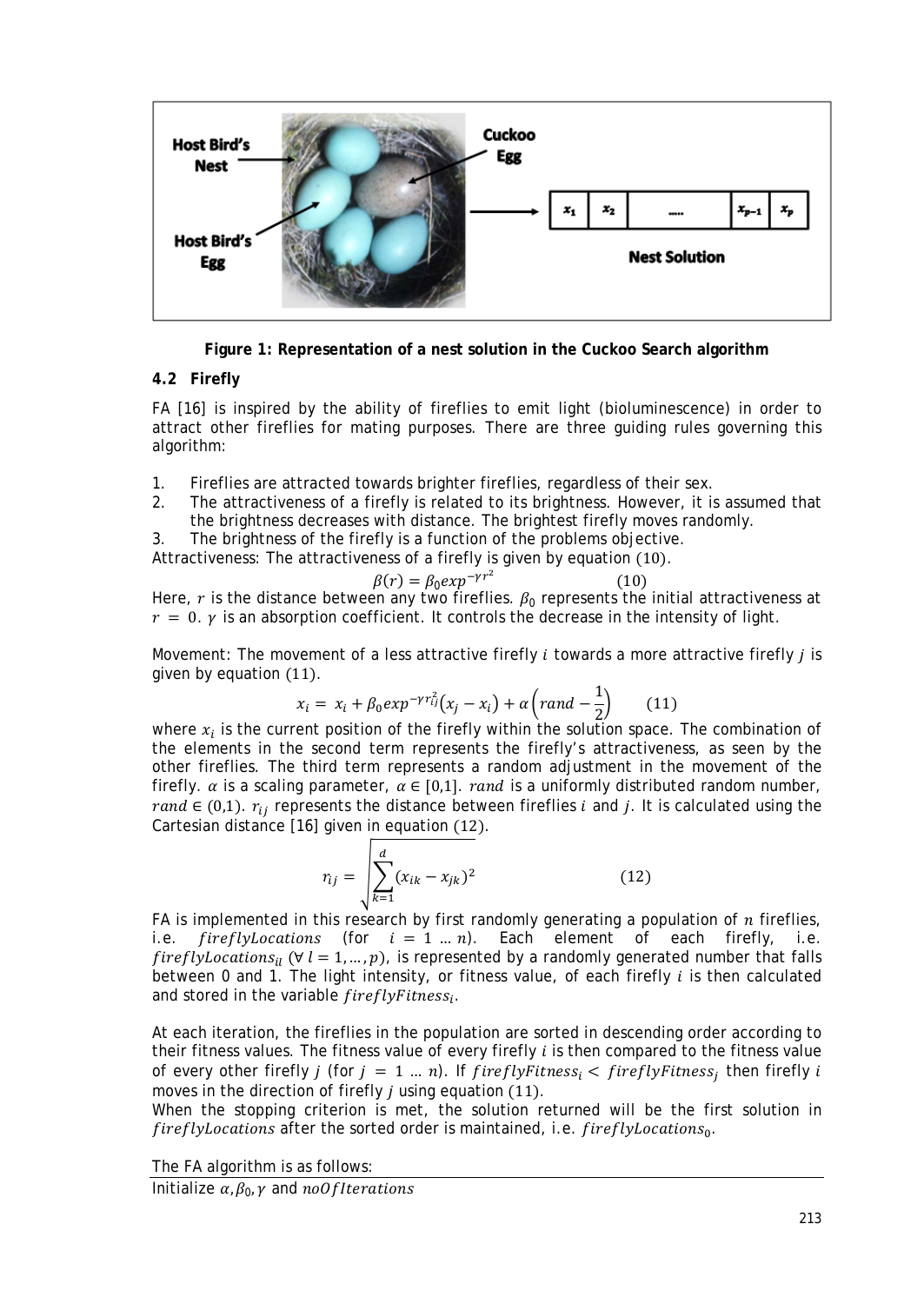**Figure 1: Representation of a nest solution in the Cuckoo Search algorithm**

### 4.2 Firefly

FA [16] is inspired by the ability of fireflies to emit light (bioluminescence) in order to attract other fireflies for mating purposes. There are three guiding rules governing this algorithm:

1. Fireflies are attracted towards brighter fireflies, regardless of their sex.
2. The attractiveness of a firefly is related to its brightness. However, it is assumed that the brightness decreases with distance. The brightest firefly moves randomly.
3. The brightness of the firefly is a function of the problems objective.

Attractiveness: The attractiveness of a firefly is given by equation $(10)$.

$$\beta(r) = \beta_0 exp^{-\gamma r^2} \qquad (10)$$

Here, $r$ is the distance between any two fireflies. $\beta_0$ represents the initial attractiveness at $r = 0$. $\gamma$ is an absorption coefficient. It controls the decrease in the intensity of light.

Movement: The movement of a less attractive firefly $i$ towards a more attractive firefly $j$ is given by equation $(11)$.

$$x_i = x_i + \beta_0 exp^{-\gamma r_{ij}^2}\left(x_j - x_i\right) + \alpha\left(rand - \frac{1}{2}\right) \qquad (11)$$

where $x_i$ is the current position of the firefly within the solution space. The combination of the elements in the second term represents the firefly's attractiveness, as seen by the other fireflies. The third term represents a random adjustment in the movement of the firefly. $\alpha$ is a scaling parameter, $\alpha \in [0,1]$. $rand$ is a uniformly distributed random number, $rand \in (0,1)$. $r_{ij}$ represents the distance between fireflies $i$ and $j$. It is calculated using the Cartesian distance [16] given in equation $(12)$.

$$r_{ij} = \sqrt{\sum_{k=1}^{d}(x_{ik} - x_{jk})^2} \qquad (12)$$

FA is implemented in this research by first randomly generating a population of $n$ fireflies, i.e. $fireflyLocations$ (for $i = 1 \dots n$). Each element of each firefly, i.e. $fireflyLocations_{il}$ ($\forall\ l = 1, \dots, p$), is represented by a randomly generated number that falls between 0 and 1. The light intensity, or fitness value, of each firefly $i$ is then calculated and stored in the variable $fireflyFitness_i$.

At each iteration, the fireflies in the population are sorted in descending order according to their fitness values. The fitness value of every firefly $i$ is then compared to the fitness value of every other firefly $j$ (for $j = 1 \dots n$). If $fireflyFitness_i < fireflyFitness_j$ then firefly $i$ moves in the direction of firefly $j$ using equation $(11)$.

When the stopping criterion is met, the solution returned will be the first solution in $fireflyLocations$ after the sorted order is maintained, i.e. $fireflyLocations_0$.

The FA algorithm is as follows:

Initialize $\alpha, \beta_0, \gamma$ and $noOfIterations$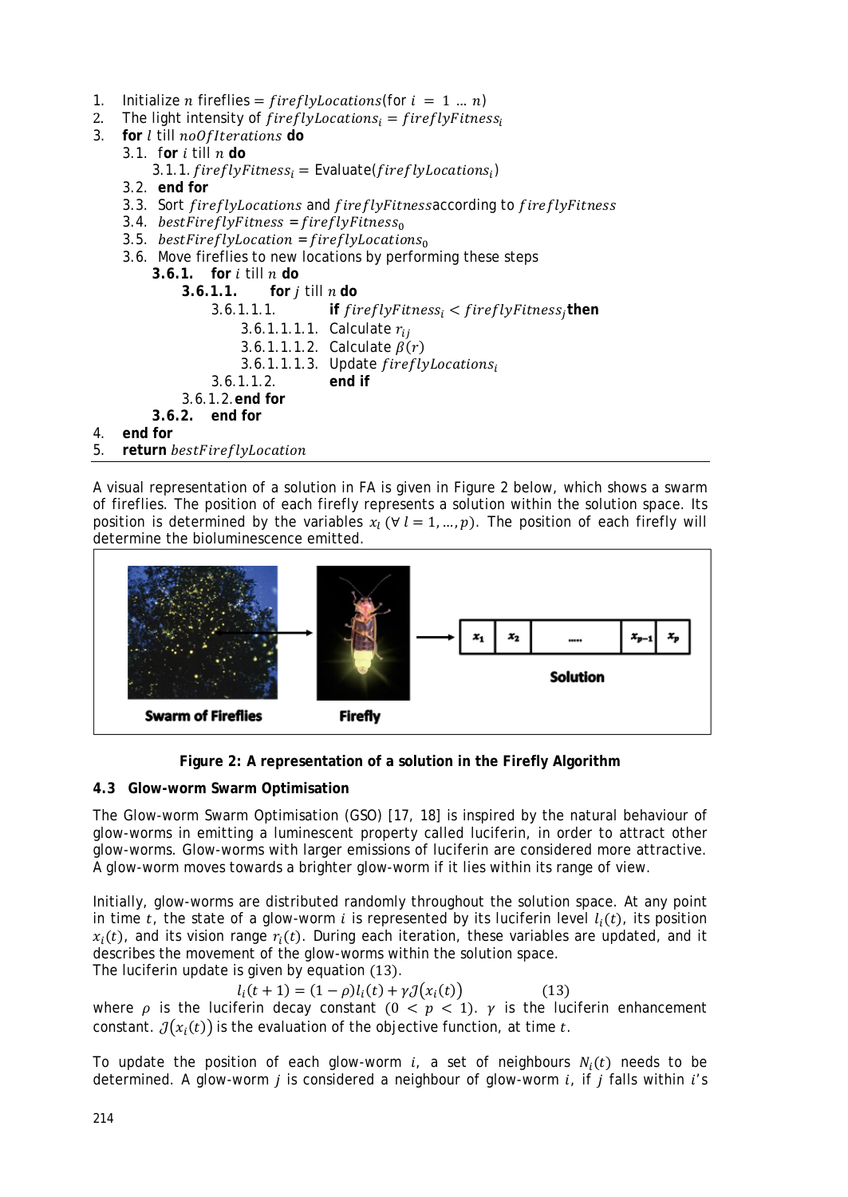1. Initialize $n$ fireflies $= fireflyLocations$(for $i = 1 \dots n$)
2. The light intensity of $fireflyLocations_i = fireflyFitness_i$
3. **for** $l$ till $noOfIterations$ **do**
    - 3.1. f**or** $i$ till $n$ **do**
        - 3.1.1. $fireflyFitness_i =$ Evaluate($fireflyLocations_i$)
    - 3.2. **end for**
    - 3.3. Sort $fireflyLocations$ and $fireflyFitness$ according to $fireflyFitness$
    - 3.4. $bestFireflyFitness = fireflyFitness_0$
    - 3.5. $bestFireflyLocation = fireflyLocations_0$
    - 3.6. Move fireflies to new locations by performing these steps
        - **3.6.1. for** $i$ till $n$ **do**
            - **3.6.1.1. for** $j$ till $n$ **do**
                - 3.6.1.1.1. **if** $fireflyFitness_i < fireflyFitness_j$ **then**
                    - 3.6.1.1.1.1. Calculate $r_{ij}$
                    - 3.6.1.1.1.2. Calculate $\beta(r)$
                    - 3.6.1.1.1.3. Update $fireflyLocations_i$
                - 3.6.1.1.2. **end if**
            - 3.6.1.2. **end for**
        - **3.6.2. end for**
4. **end for**
5. **return** $bestFireflyLocation$

A visual representation of a solution in FA is given in Figure 2 below, which shows a swarm of fireflies. The position of each firefly represents a solution within the solution space. Its position is determined by the variables $x_l$ ($\forall\, l = 1, \dots, p$). The position of each firefly will determine the bioluminescence emitted.

**Figure 2: A representation of a solution in the Firefly Algorithm**

### 4.3 Glow-worm Swarm Optimisation

The Glow-worm Swarm Optimisation (GSO) [17, 18] is inspired by the natural behaviour of glow-worms in emitting a luminescent property called luciferin, in order to attract other glow-worms. Glow-worms with larger emissions of luciferin are considered more attractive. A glow-worm moves towards a brighter glow-worm if it lies within its range of view.

Initially, glow-worms are distributed randomly throughout the solution space. At any point in time $t$, the state of a glow-worm $i$ is represented by its luciferin level $l_i(t)$, its position $x_i(t)$, and its vision range $r_i(t)$. During each iteration, these variables are updated, and it describes the movement of the glow-worms within the solution space.
The luciferin update is given by equation (13).

$$l_i(t+1) = (1-\rho)l_i(t) + \gamma \mathcal{J}(x_i(t)) \qquad (13)$$

where $\rho$ is the luciferin decay constant ($0 < p < 1$). $\gamma$ is the luciferin enhancement constant. $\mathcal{J}(x_i(t))$ is the evaluation of the objective function, at time $t$.

To update the position of each glow-worm $i$, a set of neighbours $N_i(t)$ needs to be determined. A glow-worm $j$ is considered a neighbour of glow-worm $i$, if $j$ falls within $i$'s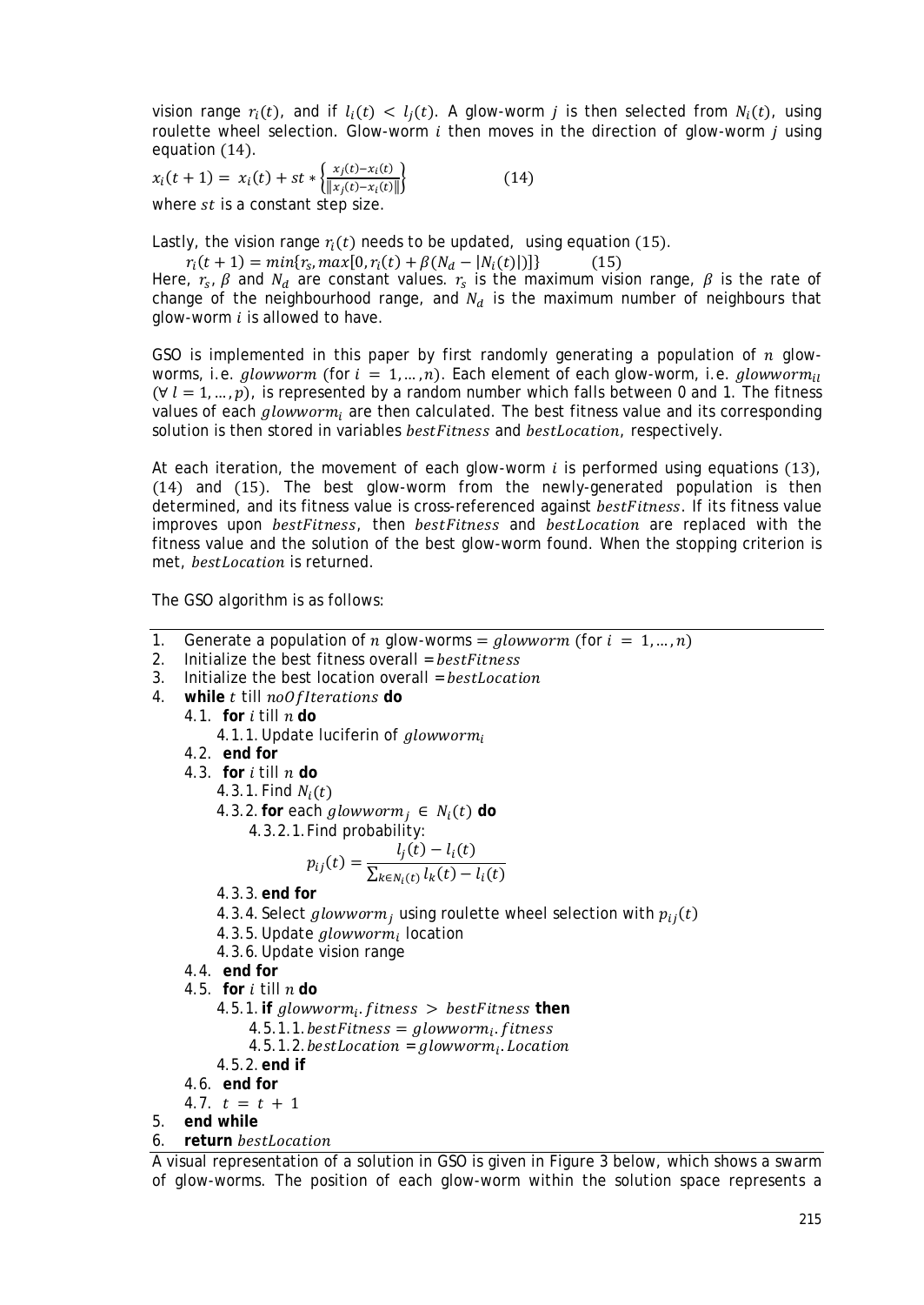vision range $r_i(t)$, and if $l_i(t) < l_j(t)$. A glow-worm $j$ is then selected from $N_i(t)$, using roulette wheel selection. Glow-worm $i$ then moves in the direction of glow-worm $j$ using equation $(14)$.

$$x_i(t+1) = x_i(t) + st * \left\{\frac{x_j(t) - x_i(t)}{\|x_j(t) - x_i(t)\|}\right\} \qquad (14)$$

where $st$ is a constant step size.

Lastly, the vision range $r_i(t)$ needs to be updated, using equation $(15)$.

$$r_i(t+1) = min\{r_s, max[0, r_i(t) + \beta(N_d - |N_i(t)|)]\} \qquad (15)$$

Here, $r_s$, $\beta$ and $N_d$ are constant values. $r_s$ is the maximum vision range, $\beta$ is the rate of change of the neighbourhood range, and $N_d$ is the maximum number of neighbours that glow-worm $i$ is allowed to have.

GSO is implemented in this paper by first randomly generating a population of $n$ glow-worms, i.e. $glowworm$ (for $i = 1, \ldots, n$). Each element of each glow-worm, i.e. $glowworm_{il}$ ($\forall\, l = 1, \ldots, p$), is represented by a random number which falls between 0 and 1. The fitness values of each $glowworm_i$ are then calculated. The best fitness value and its corresponding solution is then stored in variables $bestFitness$ and $bestLocation$, respectively.

At each iteration, the movement of each glow-worm $i$ is performed using equations $(13)$, $(14)$ and $(15)$. The best glow-worm from the newly-generated population is then determined, and its fitness value is cross-referenced against $bestFitness$. If its fitness value improves upon $bestFitness$, then $bestFitness$ and $bestLocation$ are replaced with the fitness value and the solution of the best glow-worm found. When the stopping criterion is met, $bestLocation$ is returned.

The GSO algorithm is as follows:

1. Generate a population of $n$ glow-worms = $glowworm$ (for $i = 1, \ldots, n$)
2. Initialize the best fitness overall = $bestFitness$
3. Initialize the best location overall = $bestLocation$
4. **while** $t$ till $noOfIterations$ **do**
    - 4.1. **for** $i$ till $n$ **do**
        - 4.1.1. Update luciferin of $glowworm_i$
    - 4.2. **end for**
    - 4.3. **for** $i$ till $n$ **do**
        - 4.3.1. Find $N_i(t)$
        - 4.3.2. **for** each $glowworm_j \in N_i(t)$ **do**
            - 4.3.2.1. Find probability:
            $$p_{ij}(t) = \frac{l_j(t) - l_i(t)}{\sum_{k \in N_i(t)} l_k(t) - l_i(t)}$$
        - 4.3.3. **end for**
        - 4.3.4. Select $glowworm_j$ using roulette wheel selection with $p_{ij}(t)$
        - 4.3.5. Update $glowworm_i$ location
        - 4.3.6. Update vision range
    - 4.4. **end for**
    - 4.5. **for** $i$ till $n$ **do**
        - 4.5.1. **if** $glowworm_i.fitness > bestFitness$ **then**
            - 4.5.1.1. $bestFitness = glowworm_i.fitness$
            - 4.5.1.2. $bestLocation = glowworm_i.Location$
        - 4.5.2. **end if**
    - 4.6. **end for**
    - 4.7. $t = t + 1$
5. **end while**
6. **return** $bestLocation$

A visual representation of a solution in GSO is given in Figure 3 below, which shows a swarm of glow-worms. The position of each glow-worm within the solution space represents a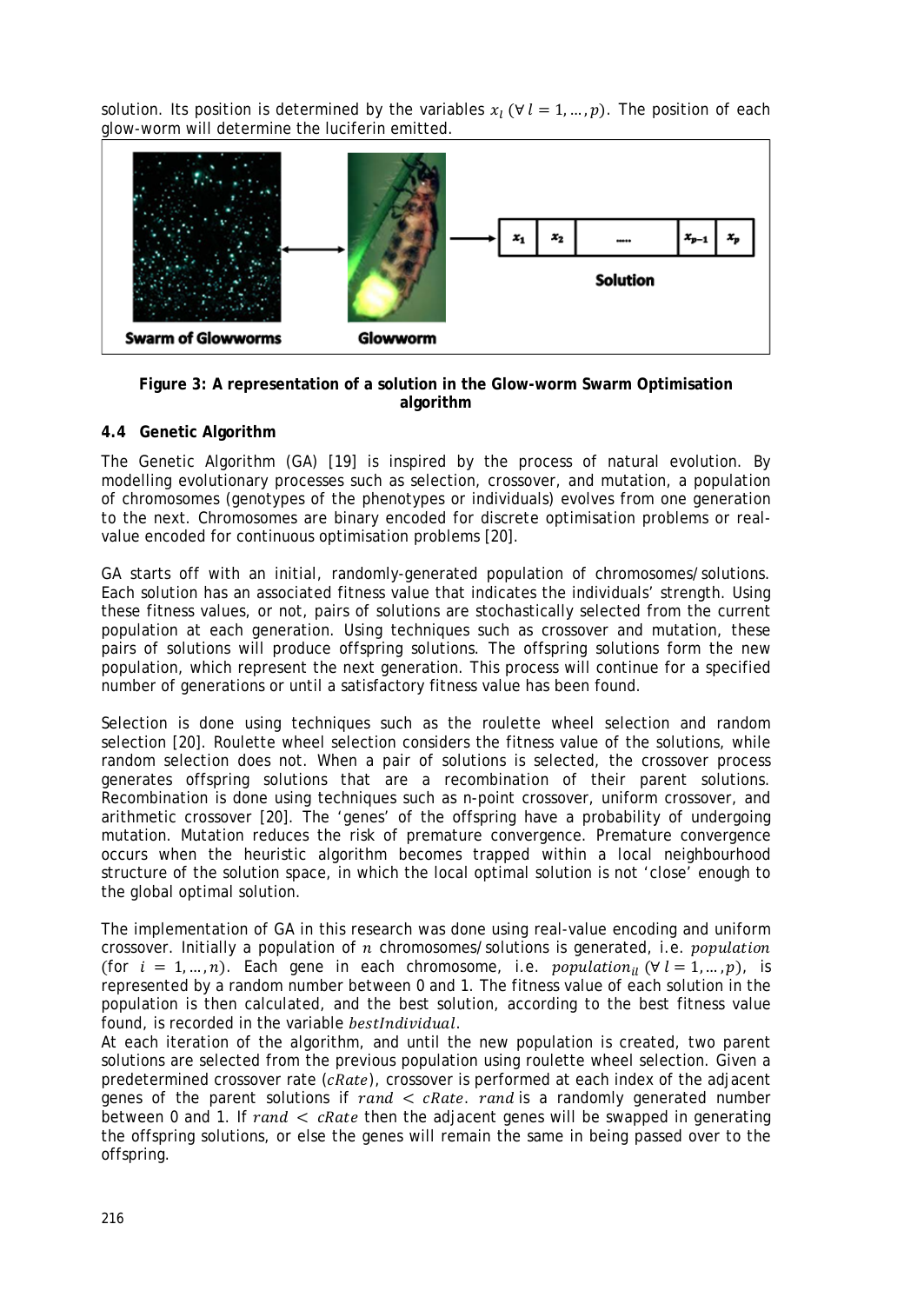solution. Its position is determined by the variables $x_l$ ($\forall\, l = 1, \dots, p$). The position of each glow-worm will determine the luciferin emitted.

**Figure 3: A representation of a solution in the Glow-worm Swarm Optimisation algorithm**

### 4.4 Genetic Algorithm

The Genetic Algorithm (GA) [19] is inspired by the process of natural evolution. By modelling evolutionary processes such as selection, crossover, and mutation, a population of chromosomes (genotypes of the phenotypes or individuals) evolves from one generation to the next. Chromosomes are binary encoded for discrete optimisation problems or real-value encoded for continuous optimisation problems [20].

GA starts off with an initial, randomly-generated population of chromosomes/solutions. Each solution has an associated fitness value that indicates the individuals' strength. Using these fitness values, or not, pairs of solutions are stochastically selected from the current population at each generation. Using techniques such as crossover and mutation, these pairs of solutions will produce offspring solutions. The offspring solutions form the new population, which represent the next generation. This process will continue for a specified number of generations or until a satisfactory fitness value has been found.

Selection is done using techniques such as the roulette wheel selection and random selection [20]. Roulette wheel selection considers the fitness value of the solutions, while random selection does not. When a pair of solutions is selected, the crossover process generates offspring solutions that are a recombination of their parent solutions. Recombination is done using techniques such as n-point crossover, uniform crossover, and arithmetic crossover [20]. The 'genes' of the offspring have a probability of undergoing mutation. Mutation reduces the risk of premature convergence. Premature convergence occurs when the heuristic algorithm becomes trapped within a local neighbourhood structure of the solution space, in which the local optimal solution is not 'close' enough to the global optimal solution.

The implementation of GA in this research was done using real-value encoding and uniform crossover. Initially a population of $n$ chromosomes/solutions is generated, i.e. $population$ (for $i = 1, \dots, n$). Each gene in each chromosome, i.e. $population_{il}$ ($\forall\, l = 1, \dots, p$), is represented by a random number between 0 and 1. The fitness value of each solution in the population is then calculated, and the best solution, according to the best fitness value found, is recorded in the variable $bestIndividual$.
At each iteration of the algorithm, and until the new population is created, two parent solutions are selected from the previous population using roulette wheel selection. Given a predetermined crossover rate ($cRate$), crossover is performed at each index of the adjacent genes of the parent solutions if $rand < cRate$. $rand$ is a randomly generated number between 0 and 1. If $rand < cRate$ then the adjacent genes will be swapped in generating the offspring solutions, or else the genes will remain the same in being passed over to the offspring.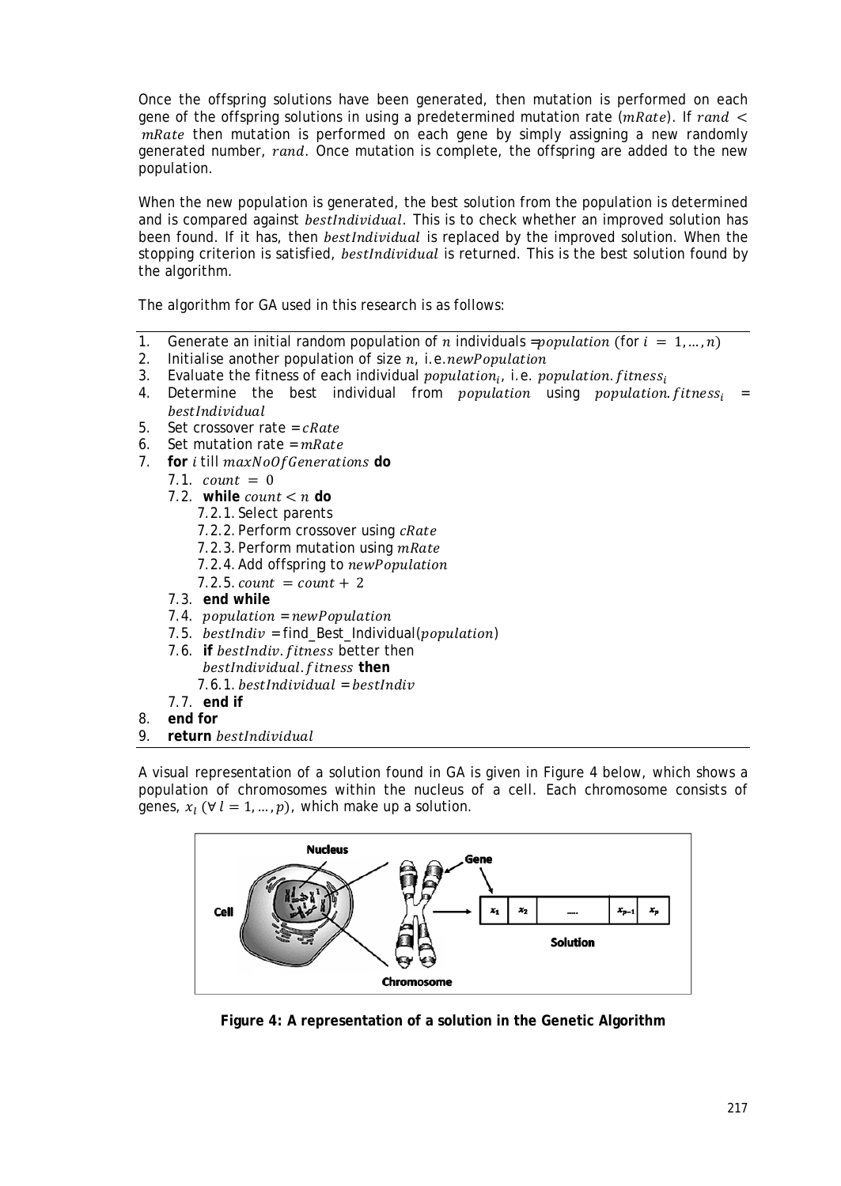Once the offspring solutions have been generated, then mutation is performed on each gene of the offspring solutions in using a predetermined mutation rate ($mRate$). If $rand < mRate$ then mutation is performed on each gene by simply assigning a new randomly generated number, $rand$. Once mutation is complete, the offspring are added to the new population.

When the new population is generated, the best solution from the population is determined and is compared against $bestIndividual$. This is to check whether an improved solution has been found. If it has, then $bestIndividual$ is replaced by the improved solution. When the stopping criterion is satisfied, $bestIndividual$ is returned. This is the best solution found by the algorithm.

The algorithm for GA used in this research is as follows:

1. Generate an initial random population of $n$ individuals $= population$ (for $i = 1, \dots, n$)
2. Initialise another population of size $n$, i.e. $newPopulation$
3. Evaluate the fitness of each individual $population_i$, i.e. $population.fitness_i$
4. Determine the best individual from $population$ using $population.fitness_i$ = $bestIndividual$
5. Set crossover rate = $cRate$
6. Set mutation rate = $mRate$
7. **for** $i$ till $maxNoOfGenerations$ **do**
    - 7.1. $count = 0$
    - 7.2. **while** $count < n$ **do**
        - 7.2.1. Select parents
        - 7.2.2. Perform crossover using $cRate$
        - 7.2.3. Perform mutation using $mRate$
        - 7.2.4. Add offspring to $newPopulation$
        - 7.2.5. $count = count + 2$
    - 7.3. **end while**
    - 7.4. $population = newPopulation$
    - 7.5. $bestIndiv$ = find_Best_Individual($population$)
    - 7.6. **if** $bestIndiv.fitness$ better then $bestIndividual.fitness$ **then**
        - 7.6.1. $bestIndividual = bestIndiv$
    - 7.7. **end if**
8. **end for**
9. **return** $bestIndividual$

A visual representation of a solution found in GA is given in Figure 4 below, which shows a population of chromosomes within the nucleus of a cell. Each chromosome consists of genes, $x_l$ ($\forall\, l = 1, \dots, p$), which make up a solution.

**Figure 4: A representation of a solution in the Genetic Algorithm**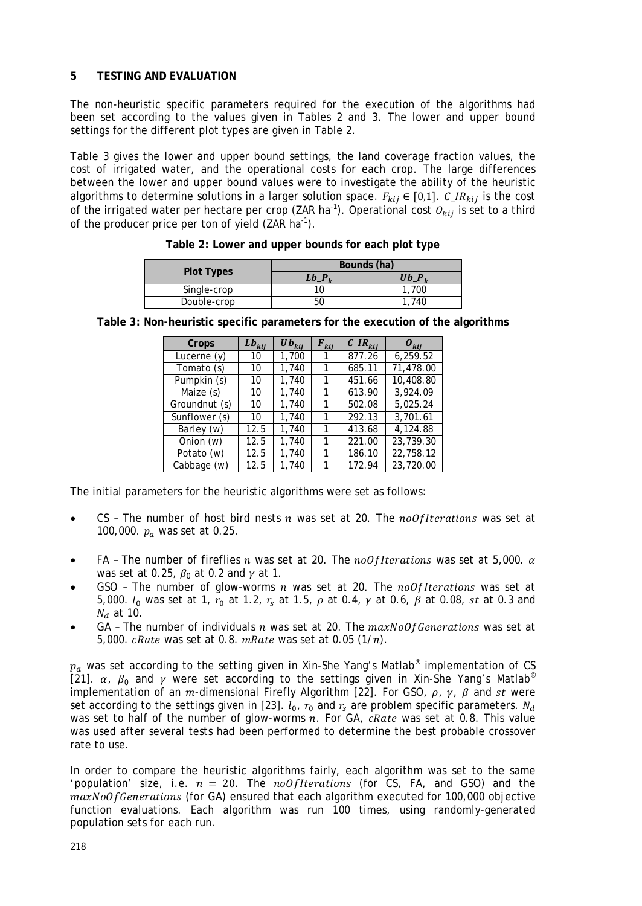## 5 TESTING AND EVALUATION

The non-heuristic specific parameters required for the execution of the algorithms had been set according to the values given in Tables 2 and 3. The lower and upper bound settings for the different plot types are given in Table 2.

Table 3 gives the lower and upper bound settings, the land coverage fraction values, the cost of irrigated water, and the operational costs for each crop. The large differences between the lower and upper bound values were to investigate the ability of the heuristic algorithms to determine solutions in a larger solution space. $F_{kij} \in [0,1]$. $C\_IR_{kij}$ is the cost of the irrigated water per hectare per crop (ZAR ha$^{-1}$). Operational cost $O_{kij}$ is set to a third of the producer price per ton of yield (ZAR ha$^{-1}$).

**Table 2: Lower and upper bounds for each plot type**

| Plot Types | Bounds (ha) | |
|---|---|---|
| | $Lb\_P_k$ | $Ub\_P_k$ |
| Single-crop | 10 | 1,700 |
| Double-crop | 50 | 1,740 |

**Table 3: Non-heuristic specific parameters for the execution of the algorithms**

| Crops | $Lb_{kij}$ | $Ub_{kij}$ | $F_{kij}$ | $C\_IR_{kij}$ | $O_{kij}$ |
|---|---|---|---|---|---|
| Lucerne (y) | 10 | 1,700 | 1 | 877.26 | 6,259.52 |
| Tomato (s) | 10 | 1,740 | 1 | 685.11 | 71,478.00 |
| Pumpkin (s) | 10 | 1,740 | 1 | 451.66 | 10,408.80 |
| Maize (s) | 10 | 1,740 | 1 | 613.90 | 3,924.09 |
| Groundnut (s) | 10 | 1,740 | 1 | 502.08 | 5,025.24 |
| Sunflower (s) | 10 | 1,740 | 1 | 292.13 | 3,701.61 |
| Barley (w) | 12.5 | 1,740 | 1 | 413.68 | 4,124.88 |
| Onion (w) | 12.5 | 1,740 | 1 | 221.00 | 23,739.30 |
| Potato (w) | 12.5 | 1,740 | 1 | 186.10 | 22,758.12 |
| Cabbage (w) | 12.5 | 1,740 | 1 | 172.94 | 23,720.00 |

The initial parameters for the heuristic algorithms were set as follows:

- CS – The number of host bird nests $n$ was set at 20. The $noOfIterations$ was set at 100,000. $p_a$ was set at 0.25.
- FA – The number of fireflies $n$ was set at 20. The $noOfIterations$ was set at 5,000. $\alpha$ was set at 0.25, $\beta_0$ at 0.2 and $\gamma$ at 1.
- GSO – The number of glow-worms $n$ was set at 20. The $noOfIterations$ was set at 5,000. $l_0$ was set at 1, $r_0$ at 1.2, $r_s$ at 1.5, $\rho$ at 0.4, $\gamma$ at 0.6, $\beta$ at 0.08, $st$ at 0.3 and $N_d$ at 10.
- GA – The number of individuals $n$ was set at 20. The $maxNoOfGenerations$ was set at 5,000. $cRate$ was set at 0.8. $mRate$ was set at 0.05 ($1/n$).

$p_a$ was set according to the setting given in Xin-She Yang's Matlab® implementation of CS [21]. $\alpha$, $\beta_0$ and $\gamma$ were set according to the settings given in Xin-She Yang's Matlab® implementation of an $m$-dimensional Firefly Algorithm [22]. For GSO, $\rho$, $\gamma$, $\beta$ and $st$ were set according to the settings given in [23]. $l_0$, $r_0$ and $r_s$ are problem specific parameters. $N_d$ was set to half of the number of glow-worms $n$. For GA, $cRate$ was set at 0.8. This value was used after several tests had been performed to determine the best probable crossover rate to use.

In order to compare the heuristic algorithms fairly, each algorithm was set to the same 'population' size, i.e. $n = 20$. The $noOfIterations$ (for CS, FA, and GSO) and the $maxNoOfGenerations$ (for GA) ensured that each algorithm executed for 100,000 objective function evaluations. Each algorithm was run 100 times, using randomly-generated population sets for each run.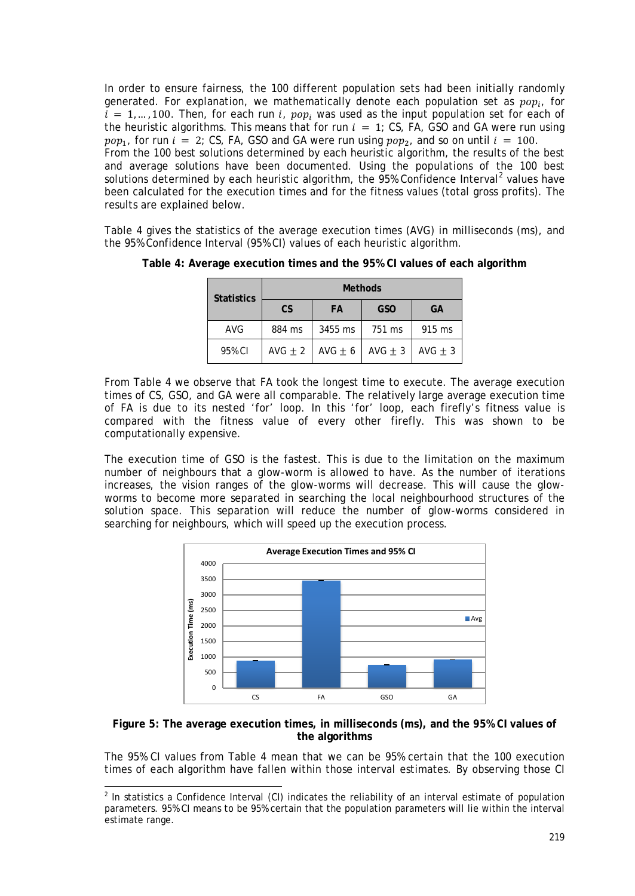In order to ensure fairness, the 100 different population sets had been initially randomly generated. For explanation, we mathematically denote each population set as $pop_i$, for $i = 1, \ldots, 100$. Then, for each run $i$, $pop_i$ was used as the input population set for each of the heuristic algorithms. This means that for run $i = 1$; CS, FA, GSO and GA were run using $pop_1$, for run $i = 2$; CS, FA, GSO and GA were run using $pop_2$, and so on until $i = 100$.

From the 100 best solutions determined by each heuristic algorithm, the results of the best and average solutions have been documented. Using the populations of the 100 best solutions determined by each heuristic algorithm, the 95% Confidence Interval[2] values have been calculated for the execution times and for the fitness values (total gross profits). The results are explained below.

Table 4 gives the statistics of the average execution times (AVG) in milliseconds (ms), and the 95% Confidence Interval (95% CI) values of each heuristic algorithm.

**Table 4: Average execution times and the 95% CI values of each algorithm**

| Statistics | Methods | | | |
|---|---|---|---|---|
| | CS | FA | GSO | GA |
| AVG | 884 ms | 3455 ms | 751 ms | 915 ms |
| 95% CI | AVG $\pm$ 2 | AVG $\pm$ 6 | AVG $\pm$ 3 | AVG $\pm$ 3 |

From Table 4 we observe that FA took the longest time to execute. The average execution times of CS, GSO, and GA were all comparable. The relatively large average execution time of FA is due to its nested 'for' loop. In this 'for' loop, each firefly's fitness value is compared with the fitness value of every other firefly. This was shown to be computationally expensive.

The execution time of GSO is the fastest. This is due to the limitation on the maximum number of neighbours that a glow-worm is allowed to have. As the number of iterations increases, the vision ranges of the glow-worms will decrease. This will cause the glow-worms to become more separated in searching the local neighbourhood structures of the solution space. This separation will reduce the number of glow-worms considered in searching for neighbours, which will speed up the execution process.

**Figure 5: The average execution times, in milliseconds (ms), and the 95% CI values of the algorithms**

The 95% CI values from Table 4 mean that we can be 95% certain that the 100 execution times of each algorithm have fallen within those interval estimates. By observing those CI

[2] In statistics a Confidence Interval (CI) indicates the reliability of an interval estimate of population parameters. 95% CI means to be 95% certain that the population parameters will lie within the interval estimate range.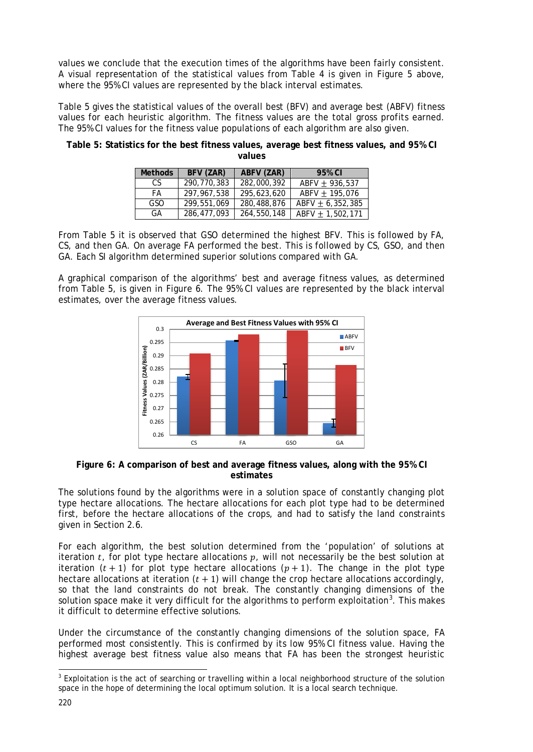values we conclude that the execution times of the algorithms have been fairly consistent. A visual representation of the statistical values from Table 4 is given in Figure 5 above, where the 95% CI values are represented by the black interval estimates.

Table 5 gives the statistical values of the overall best (BFV) and average best (ABFV) fitness values for each heuristic algorithm. The fitness values are the total gross profits earned. The 95% CI values for the fitness value populations of each algorithm are also given.

**Table 5: Statistics for the best fitness values, average best fitness values, and 95% CI values**

| Methods | BFV (ZAR) | ABFV (ZAR) | 95% CI |
|---|---|---|---|
| CS | 290,770,383 | 282,000,392 | ABFV $\pm$ 936,537 |
| FA | 297,967,538 | 295,623,620 | ABFV $\pm$ 195,076 |
| GSO | 299,551,069 | 280,488,876 | ABFV $\pm$ 6,352,385 |
| GA | 286,477,093 | 264,550,148 | ABFV $\pm$ 1,502,171 |

From Table 5 it is observed that GSO determined the highest BFV. This is followed by FA, CS, and then GA. On average FA performed the best. This is followed by CS, GSO, and then GA. Each SI algorithm determined superior solutions compared with GA.

A graphical comparison of the algorithms' best and average fitness values, as determined from Table 5, is given in Figure 6. The 95% CI values are represented by the black interval estimates, over the average fitness values.

**Figure 6: A comparison of best and average fitness values, along with the 95% CI estimates**

The solutions found by the algorithms were in a solution space of constantly changing plot type hectare allocations. The hectare allocations for each plot type had to be determined first, before the hectare allocations of the crops, and had to satisfy the land constraints given in Section 2.6.

For each algorithm, the best solution determined from the 'population' of solutions at iteration $t$, for plot type hectare allocations $p$, will not necessarily be the best solution at iteration $(t+1)$ for plot type hectare allocations $(p+1)$. The change in the plot type hectare allocations at iteration $(t+1)$ will change the crop hectare allocations accordingly, so that the land constraints do not break. The constantly changing dimensions of the solution space make it very difficult for the algorithms to perform exploitation[3]. This makes it difficult to determine effective solutions.

Under the circumstance of the constantly changing dimensions of the solution space, FA performed most consistently. This is confirmed by its low 95% CI fitness value. Having the highest average best fitness value also means that FA has been the strongest heuristic

[3] Exploitation is the act of searching or travelling within a local neighborhood structure of the solution space in the hope of determining the local optimum solution. It is a local search technique.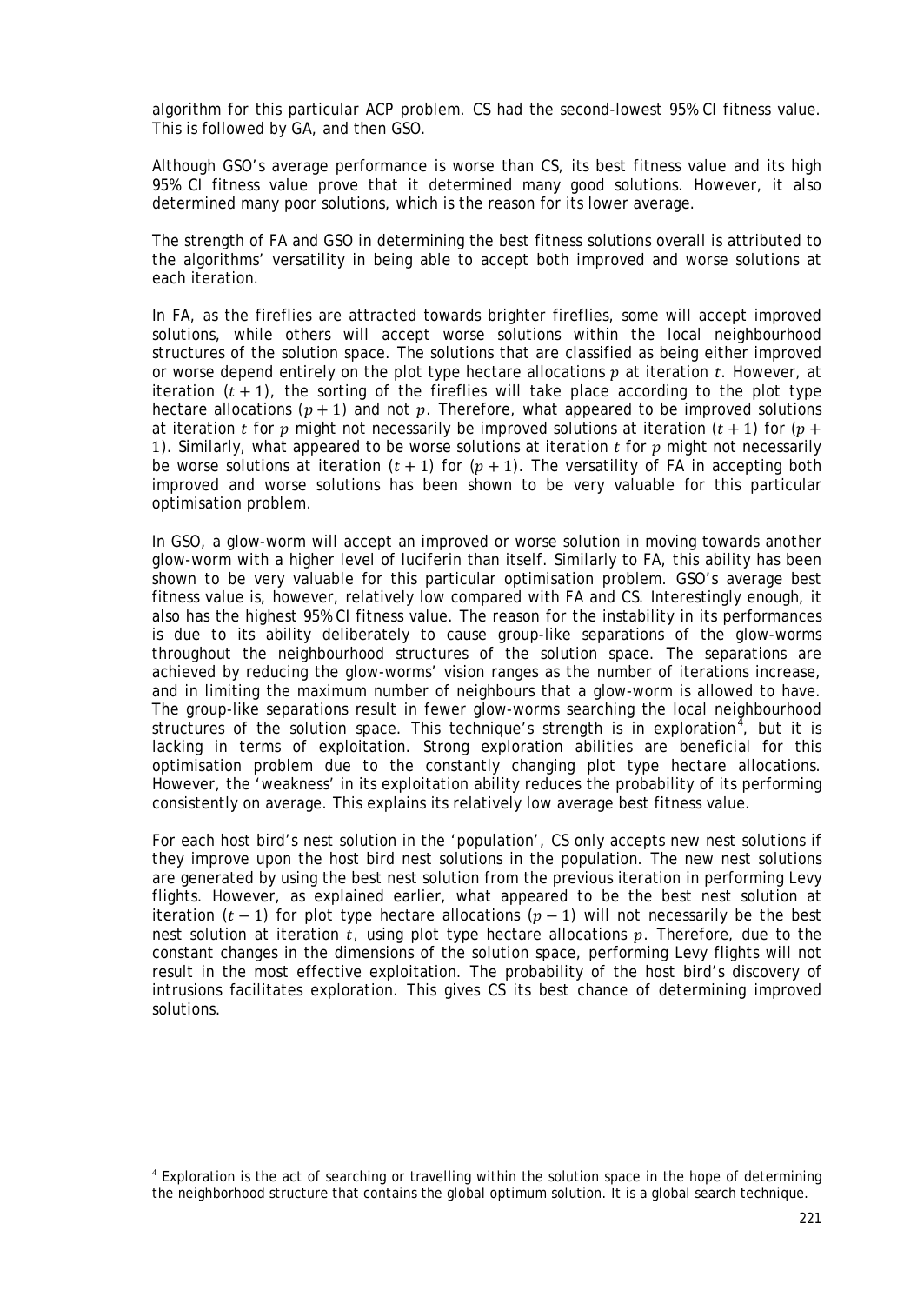algorithm for this particular ACP problem. CS had the second-lowest 95% CI fitness value. This is followed by GA, and then GSO.

Although GSO's average performance is worse than CS, its best fitness value and its high 95% CI fitness value prove that it determined many good solutions. However, it also determined many poor solutions, which is the reason for its lower average.

The strength of FA and GSO in determining the best fitness solutions overall is attributed to the algorithms' versatility in being able to accept both improved and worse solutions at each iteration.

In FA, as the fireflies are attracted towards brighter fireflies, some will accept improved solutions, while others will accept worse solutions within the local neighbourhood structures of the solution space. The solutions that are classified as being either improved or worse depend entirely on the plot type hectare allocations $p$ at iteration $t$. However, at iteration $(t+1)$, the sorting of the fireflies will take place according to the plot type hectare allocations $(p+1)$ and not $p$. Therefore, what appeared to be improved solutions at iteration $t$ for $p$ might not necessarily be improved solutions at iteration $(t+1)$ for $(p+1)$. Similarly, what appeared to be worse solutions at iteration $t$ for $p$ might not necessarily be worse solutions at iteration $(t+1)$ for $(p+1)$. The versatility of FA in accepting both improved and worse solutions has been shown to be very valuable for this particular optimisation problem.

In GSO, a glow-worm will accept an improved or worse solution in moving towards another glow-worm with a higher level of luciferin than itself. Similarly to FA, this ability has been shown to be very valuable for this particular optimisation problem. GSO's average best fitness value is, however, relatively low compared with FA and CS. Interestingly enough, it also has the highest 95% CI fitness value. The reason for the instability in its performances is due to its ability deliberately to cause group-like separations of the glow-worms throughout the neighbourhood structures of the solution space. The separations are achieved by reducing the glow-worms' vision ranges as the number of iterations increase, and in limiting the maximum number of neighbours that a glow-worm is allowed to have. The group-like separations result in fewer glow-worms searching the local neighbourhood structures of the solution space. This technique's strength is in exploration[4], but it is lacking in terms of exploitation. Strong exploration abilities are beneficial for this optimisation problem due to the constantly changing plot type hectare allocations. However, the 'weakness' in its exploitation ability reduces the probability of its performing consistently on average. This explains its relatively low average best fitness value.

For each host bird's nest solution in the 'population', CS only accepts new nest solutions if they improve upon the host bird nest solutions in the population. The new nest solutions are generated by using the best nest solution from the previous iteration in performing Levy flights. However, as explained earlier, what appeared to be the best nest solution at iteration $(t-1)$ for plot type hectare allocations $(p-1)$ will not necessarily be the best nest solution at iteration $t$, using plot type hectare allocations $p$. Therefore, due to the constant changes in the dimensions of the solution space, performing Levy flights will not result in the most effective exploitation. The probability of the host bird's discovery of intrusions facilitates exploration. This gives CS its best chance of determining improved solutions.

[4] Exploration is the act of searching or travelling within the solution space in the hope of determining the neighborhood structure that contains the global optimum solution. It is a global search technique.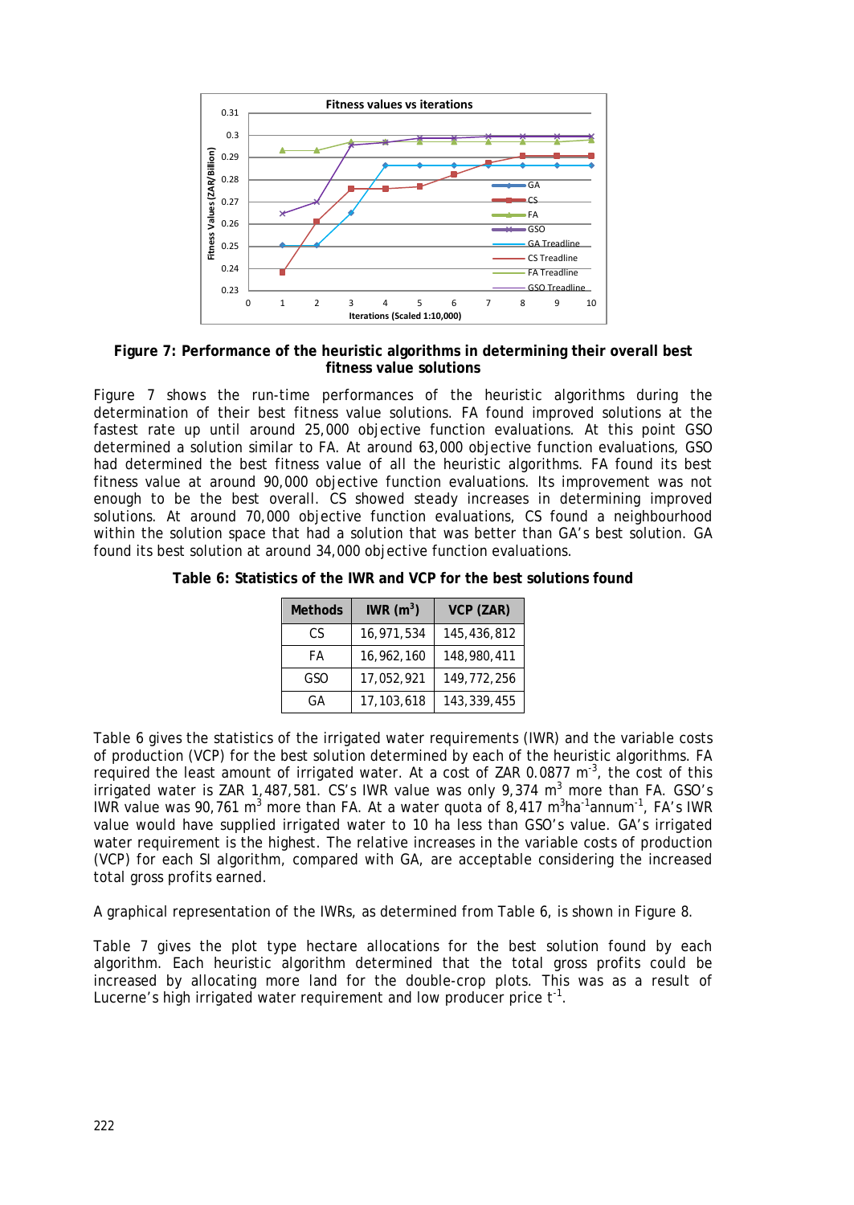**Figure 7: Performance of the heuristic algorithms in determining their overall best fitness value solutions**

Figure 7 shows the run-time performances of the heuristic algorithms during the determination of their best fitness value solutions. FA found improved solutions at the fastest rate up until around 25,000 objective function evaluations. At this point GSO determined a solution similar to FA. At around 63,000 objective function evaluations, GSO had determined the best fitness value of all the heuristic algorithms. FA found its best fitness value at around 90,000 objective function evaluations. Its improvement was not enough to be the best overall. CS showed steady increases in determining improved solutions. At around 70,000 objective function evaluations, CS found a neighbourhood within the solution space that had a solution that was better than GA's best solution. GA found its best solution at around 34,000 objective function evaluations.

**Table 6: Statistics of the IWR and VCP for the best solutions found**

| Methods | IWR ($m^3$) | VCP (ZAR) |
|---|---|---|
| CS | 16,971,534 | 145,436,812 |
| FA | 16,962,160 | 148,980,411 |
| GSO | 17,052,921 | 149,772,256 |
| GA | 17,103,618 | 143,339,455 |

Table 6 gives the statistics of the irrigated water requirements (IWR) and the variable costs of production (VCP) for the best solution determined by each of the heuristic algorithms. FA required the least amount of irrigated water. At a cost of ZAR 0.0877 $m^{-3}$, the cost of this irrigated water is ZAR 1,487,581. CS's IWR value was only 9,374 $m^3$ more than FA. GSO's IWR value was 90,761 $m^3$ more than FA. At a water quota of 8,417 $m^3ha^{-1}annum^{-1}$, FA's IWR value would have supplied irrigated water to 10 ha less than GSO's value. GA's irrigated water requirement is the highest. The relative increases in the variable costs of production (VCP) for each SI algorithm, compared with GA, are acceptable considering the increased total gross profits earned.

A graphical representation of the IWRs, as determined from Table 6, is shown in Figure 8.

Table 7 gives the plot type hectare allocations for the best solution found by each algorithm. Each heuristic algorithm determined that the total gross profits could be increased by allocating more land for the double-crop plots. This was as a result of Lucerne's high irrigated water requirement and low producer price $t^{-1}$.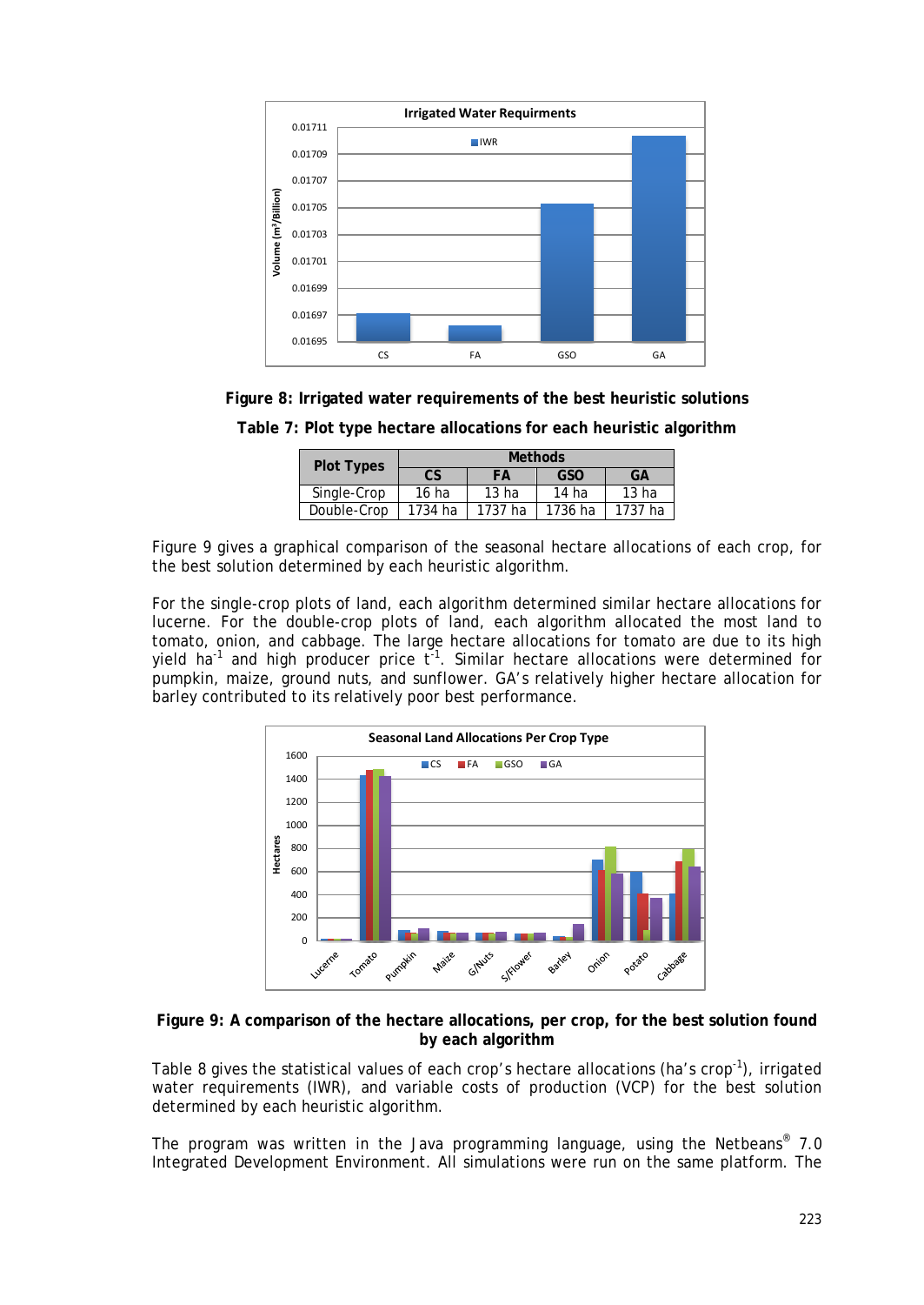**Figure 8: Irrigated water requirements of the best heuristic solutions**

**Table 7: Plot type hectare allocations for each heuristic algorithm**

| Plot Types | Methods | | | |
|---|---|---|---|---|
| | CS | FA | GSO | GA |
| Single-Crop | 16 ha | 13 ha | 14 ha | 13 ha |
| Double-Crop | 1734 ha | 1737 ha | 1736 ha | 1737 ha |

Figure 9 gives a graphical comparison of the seasonal hectare allocations of each crop, for the best solution determined by each heuristic algorithm.

For the single-crop plots of land, each algorithm determined similar hectare allocations for lucerne. For the double-crop plots of land, each algorithm allocated the most land to tomato, onion, and cabbage. The large hectare allocations for tomato are due to its high yield $ha^{-1}$ and high producer price $t^{-1}$. Similar hectare allocations were determined for pumpkin, maize, ground nuts, and sunflower. GA's relatively higher hectare allocation for barley contributed to its relatively poor best performance.

**Figure 9: A comparison of the hectare allocations, per crop, for the best solution found by each algorithm**

Table 8 gives the statistical values of each crop's hectare allocations (ha's $crop^{-1}$), irrigated water requirements (IWR), and variable costs of production (VCP) for the best solution determined by each heuristic algorithm.

The program was written in the Java programming language, using the Netbeans® 7.0 Integrated Development Environment. All simulations were run on the same platform. The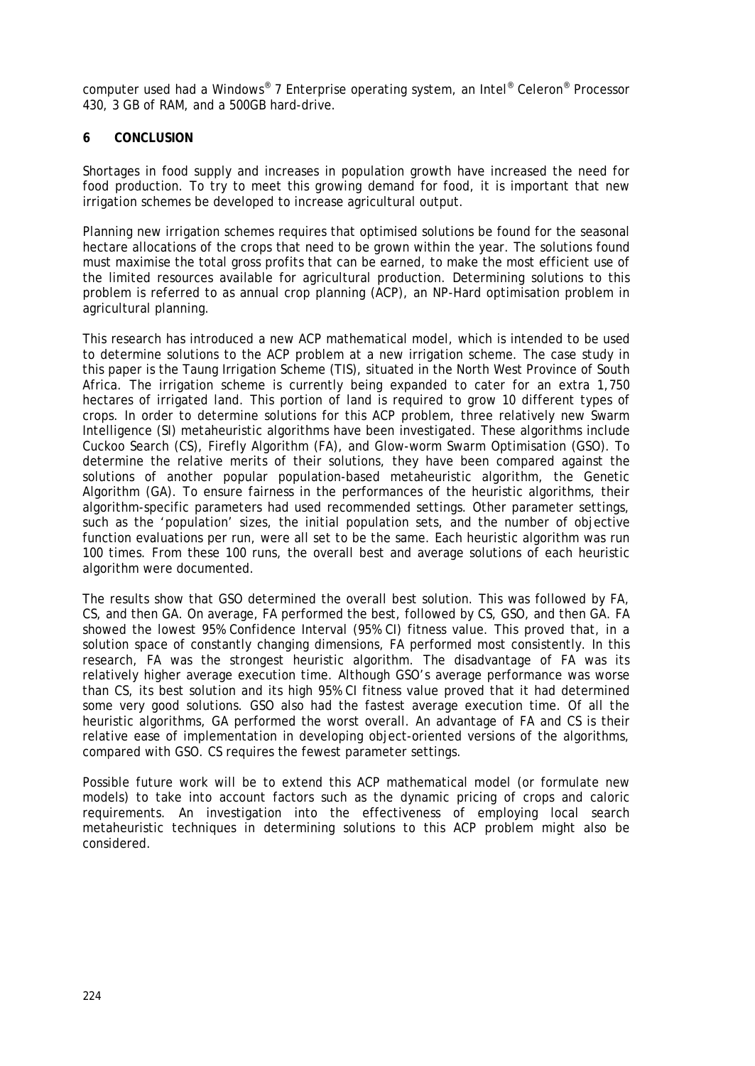computer used had a Windows® 7 Enterprise operating system, an Intel® Celeron® Processor 430, 3 GB of RAM, and a 500GB hard-drive.

## 6 CONCLUSION

Shortages in food supply and increases in population growth have increased the need for food production. To try to meet this growing demand for food, it is important that new irrigation schemes be developed to increase agricultural output.

Planning new irrigation schemes requires that optimised solutions be found for the seasonal hectare allocations of the crops that need to be grown within the year. The solutions found must maximise the total gross profits that can be earned, to make the most efficient use of the limited resources available for agricultural production. Determining solutions to this problem is referred to as annual crop planning (ACP), an NP-Hard optimisation problem in agricultural planning.

This research has introduced a new ACP mathematical model, which is intended to be used to determine solutions to the ACP problem at a new irrigation scheme. The case study in this paper is the Taung Irrigation Scheme (TIS), situated in the North West Province of South Africa. The irrigation scheme is currently being expanded to cater for an extra 1,750 hectares of irrigated land. This portion of land is required to grow 10 different types of crops. In order to determine solutions for this ACP problem, three relatively new Swarm Intelligence (SI) metaheuristic algorithms have been investigated. These algorithms include Cuckoo Search (CS), Firefly Algorithm (FA), and Glow-worm Swarm Optimisation (GSO). To determine the relative merits of their solutions, they have been compared against the solutions of another popular population-based metaheuristic algorithm, the Genetic Algorithm (GA). To ensure fairness in the performances of the heuristic algorithms, their algorithm-specific parameters had used recommended settings. Other parameter settings, such as the 'population' sizes, the initial population sets, and the number of objective function evaluations per run, were all set to be the same. Each heuristic algorithm was run 100 times. From these 100 runs, the overall best and average solutions of each heuristic algorithm were documented.

The results show that GSO determined the overall best solution. This was followed by FA, CS, and then GA. On average, FA performed the best, followed by CS, GSO, and then GA. FA showed the lowest 95% Confidence Interval (95% CI) fitness value. This proved that, in a solution space of constantly changing dimensions, FA performed most consistently. In this research, FA was the strongest heuristic algorithm. The disadvantage of FA was its relatively higher average execution time. Although GSO's average performance was worse than CS, its best solution and its high 95% CI fitness value proved that it had determined some very good solutions. GSO also had the fastest average execution time. Of all the heuristic algorithms, GA performed the worst overall. An advantage of FA and CS is their relative ease of implementation in developing object-oriented versions of the algorithms, compared with GSO. CS requires the fewest parameter settings.

Possible future work will be to extend this ACP mathematical model (or formulate new models) to take into account factors such as the dynamic pricing of crops and caloric requirements. An investigation into the effectiveness of employing local search metaheuristic techniques in determining solutions to this ACP problem might also be considered.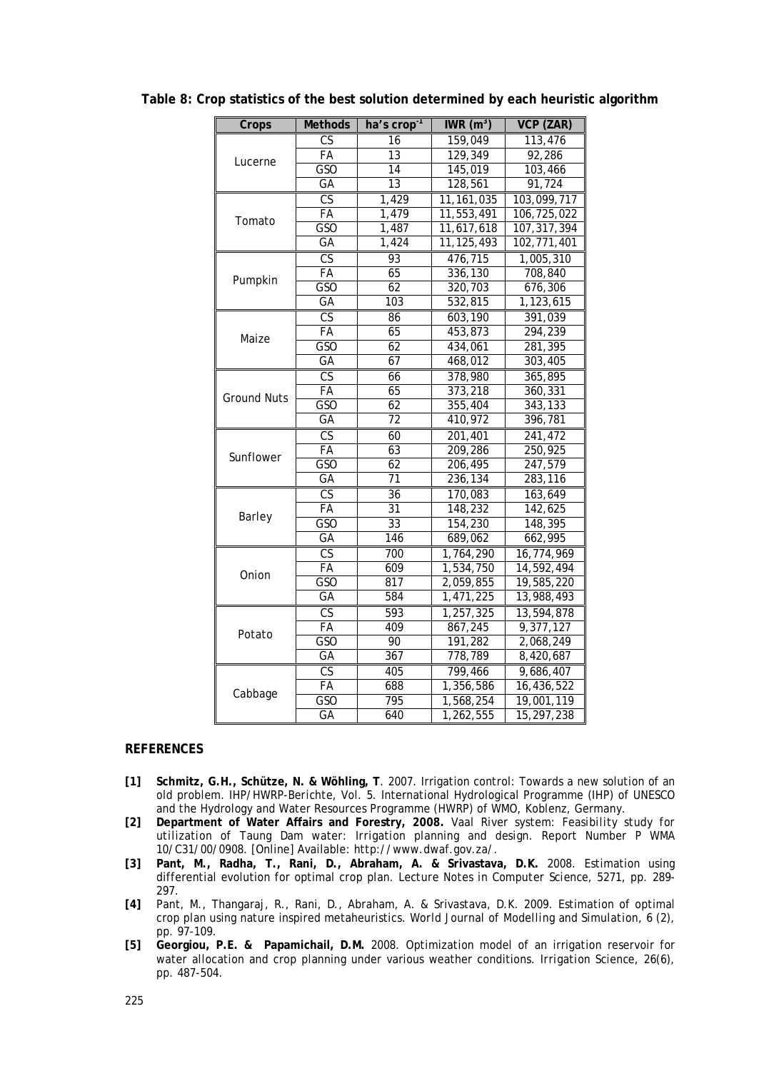**Table 8: Crop statistics of the best solution determined by each heuristic algorithm**

| Crops | Methods | ha's crop$^{-1}$ | IWR ($m^3$) | VCP (ZAR) |
|---|---|---|---|---|
| Lucerne | CS | 16 | 159,049 | 113,476 |
| | FA | 13 | 129,349 | 92,286 |
| | GSO | 14 | 145,019 | 103,466 |
| | GA | 13 | 128,561 | 91,724 |
| Tomato | CS | 1,429 | 11,161,035 | 103,099,717 |
| | FA | 1,479 | 11,553,491 | 106,725,022 |
| | GSO | 1,487 | 11,617,618 | 107,317,394 |
| | GA | 1,424 | 11,125,493 | 102,771,401 |
| Pumpkin | CS | 93 | 476,715 | 1,005,310 |
| | FA | 65 | 336,130 | 708,840 |
| | GSO | 62 | 320,703 | 676,306 |
| | GA | 103 | 532,815 | 1,123,615 |
| Maize | CS | 86 | 603,190 | 391,039 |
| | FA | 65 | 453,873 | 294,239 |
| | GSO | 62 | 434,061 | 281,395 |
| | GA | 67 | 468,012 | 303,405 |
| Ground Nuts | CS | 66 | 378,980 | 365,895 |
| | FA | 65 | 373,218 | 360,331 |
| | GSO | 62 | 355,404 | 343,133 |
| | GA | 72 | 410,972 | 396,781 |
| Sunflower | CS | 60 | 201,401 | 241,472 |
| | FA | 63 | 209,286 | 250,925 |
| | GSO | 62 | 206,495 | 247,579 |
| | GA | 71 | 236,134 | 283,116 |
| Barley | CS | 36 | 170,083 | 163,649 |
| | FA | 31 | 148,232 | 142,625 |
| | GSO | 33 | 154,230 | 148,395 |
| | GA | 146 | 689,062 | 662,995 |
| Onion | CS | 700 | 1,764,290 | 16,774,969 |
| | FA | 609 | 1,534,750 | 14,592,494 |
| | GSO | 817 | 2,059,855 | 19,585,220 |
| | GA | 584 | 1,471,225 | 13,988,493 |
| Potato | CS | 593 | 1,257,325 | 13,594,878 |
| | FA | 409 | 867,245 | 9,377,127 |
| | GSO | 90 | 191,282 | 2,068,249 |
| | GA | 367 | 778,789 | 8,420,687 |
| Cabbage | CS | 405 | 799,466 | 9,686,407 |
| | FA | 688 | 1,356,586 | 16,436,522 |
| | GSO | 795 | 1,568,254 | 19,001,119 |
| | GA | 640 | 1,262,555 | 15,297,238 |

## REFERENCES

- **[1]** **Schmitz, G.H., Schütze, N. & Wöhling, T**. 2007. Irrigation control: Towards a new solution of an old problem. IHP/HWRP-Berichte, Vol. 5. International Hydrological Programme (IHP) of UNESCO and the Hydrology and Water Resources Programme (HWRP) of WMO, Koblenz, Germany.
- **[2]** **Department of Water Affairs and Forestry, 2008.** Vaal River system: Feasibility study for utilization of Taung Dam water: Irrigation planning and design. Report Number P WMA 10/C31/00/0908. [Online] Available: http://www.dwaf.gov.za/.
- **[3]** **Pant, M., Radha, T., Rani, D., Abraham, A. & Srivastava, D.K.** 2008. Estimation using differential evolution for optimal crop plan. Lecture Notes in Computer Science, 5271, pp. 289-297.
- **[4]** Pant, M., Thangaraj, R., Rani, D., Abraham, A. & Srivastava, D.K. 2009. Estimation of optimal crop plan using nature inspired metaheuristics. World Journal of Modelling and Simulation, 6 (2), pp. 97-109.
- **[5]** **Georgiou, P.E. & Papamichail, D.M.** 2008. Optimization model of an irrigation reservoir for water allocation and crop planning under various weather conditions. *Irrigation Science*, 26(6), pp. 487-504.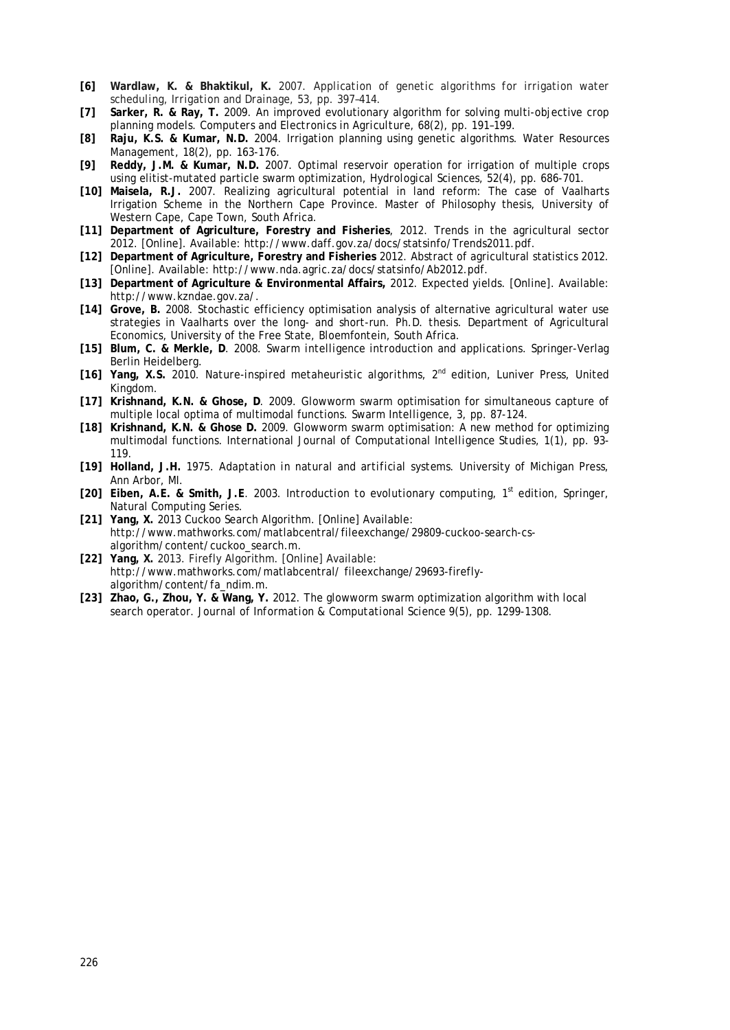**[6]** **Wardlaw, K. & Bhaktikul, K.** 2007. Application of genetic algorithms for irrigation water scheduling, *Irrigation and Drainage*, 53, pp. 397–414.

**[7]** **Sarker, R. & Ray, T.** 2009. An improved evolutionary algorithm for solving multi-objective crop planning models. *Computers and Electronics in Agriculture*, 68(2), pp. 191–199.

**[8]** **Raju, K.S. & Kumar, N.D.** 2004. Irrigation planning using genetic algorithms. *Water Resources Management*, 18(2), pp. 163-176.

**[9]** **Reddy, J.M. & Kumar, N.D.** 2007. Optimal reservoir operation for irrigation of multiple crops using elitist-mutated particle swarm optimization, *Hydrological Sciences*, 52(4), pp. 686-701.

**[10]** **Maisela, R.J.** 2007. Realizing agricultural potential in land reform: The case of Vaalharts Irrigation Scheme in the Northern Cape Province. Master of Philosophy thesis, University of Western Cape, Cape Town, South Africa.

**[11]** **Department of Agriculture, Forestry and Fisheries**, 2012. Trends in the agricultural sector 2012. [Online]. Available: http://www.daff.gov.za/docs/statsinfo/Trends2011.pdf.

**[12]** **Department of Agriculture, Forestry and Fisheries** 2012. Abstract of agricultural statistics 2012. [Online]. Available: http://www.nda.agric.za/docs/statsinfo/Ab2012.pdf.

**[13]** **Department of Agriculture & Environmental Affairs,** 2012. Expected yields. [Online]. Available: http://www.kzndae.gov.za/.

**[14]** **Grove, B.** 2008. Stochastic efficiency optimisation analysis of alternative agricultural water use strategies in Vaalharts over the long- and short-run. Ph.D. thesis. Department of Agricultural Economics, University of the Free State, Bloemfontein, South Africa.

**[15]** **Blum, C. & Merkle, D**. 2008. *Swarm intelligence introduction and applications*. Springer-Verlag Berlin Heidelberg.

**[16]** **Yang, X.S.** 2010. *Nature-inspired metaheuristic algorithms*, 2nd edition, Luniver Press, United Kingdom.

**[17]** **Krishnand, K.N. & Ghose, D**. 2009. Glowworm swarm optimisation for simultaneous capture of multiple local optima of multimodal functions. *Swarm Intelligence*, 3, pp. 87-124.

**[18]** **Krishnand, K.N. & Ghose D.** 2009. Glowworm swarm optimisation: A new method for optimizing multimodal functions. *International Journal of Computational Intelligence Studies*, 1(1), pp. 93-119.

**[19]** **Holland, J.H.** 1975. *Adaptation in natural and artificial systems*. University of Michigan Press, Ann Arbor, MI.

**[20]** **Eiben, A.E. & Smith, J.E**. 2003. *Introduction to evolutionary computing*, 1st edition, Springer, Natural Computing Series.

**[21]** **Yang, X.** 2013 Cuckoo Search Algorithm. [Online] Available: http://www.mathworks.com/matlabcentral/fileexchange/29809-cuckoo-search-cs-algorithm/content/cuckoo_search.m.

**[22]** **Yang, X.** 2013. Firefly Algorithm. [Online] Available: http://www.mathworks.com/matlabcentral/ fileexchange/29693-firefly-algorithm/content/fa_ndim.m.

**[23]** **Zhao, G., Zhou, Y. & Wang, Y.** 2012. The glowworm swarm optimization algorithm with local search operator. *Journal of Information & Computational Science* 9(5), pp. 1299-1308.